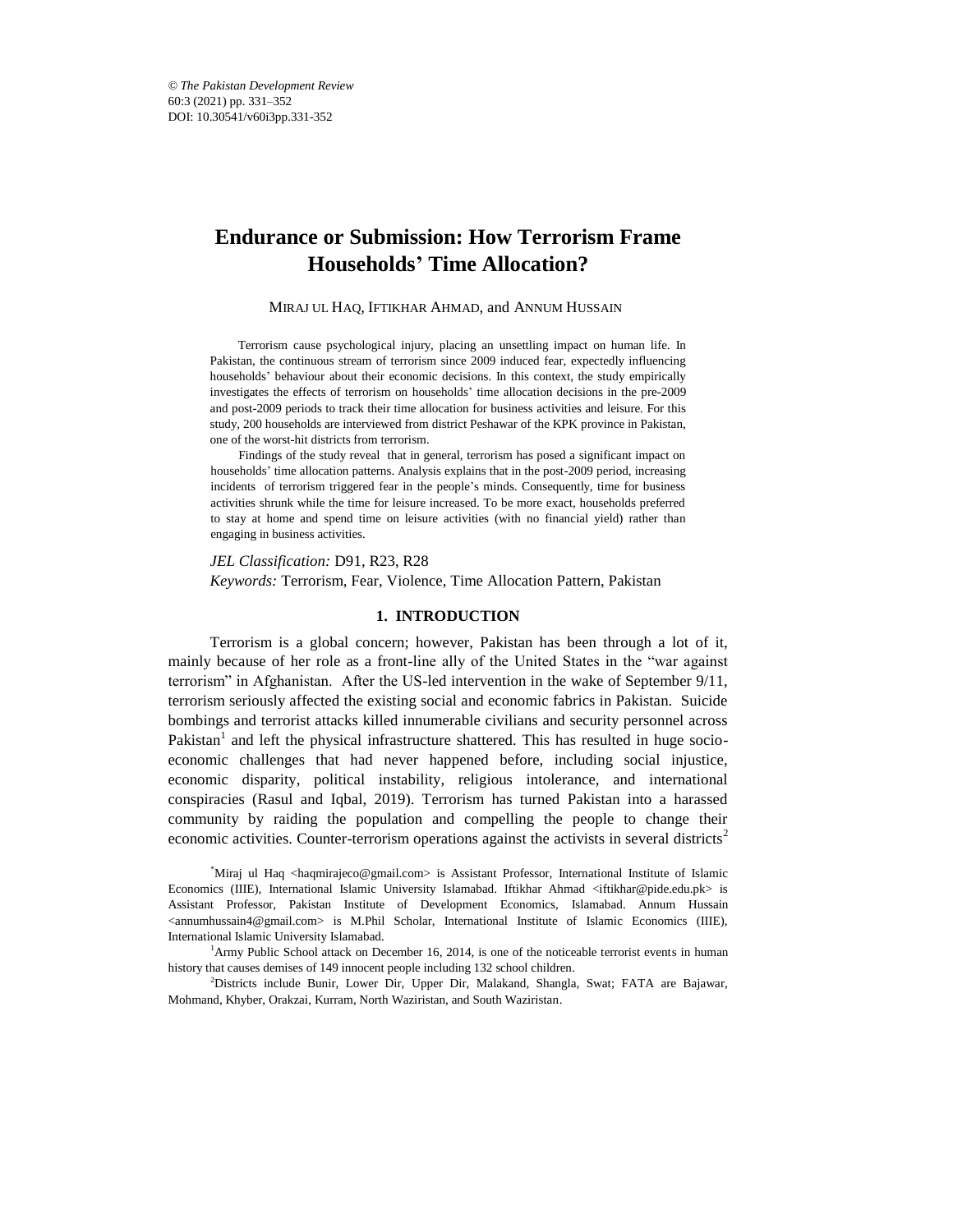# Endurance or Submission: How Terrorism Frame Households' Time Allocation?

MIRAJ UL HAQ, IFTIKHAR AHMAD, and ANNUM HUSSAIN

Terrorism cause psychological injury, placing an unsettling impact on human life. In Pakistan, the continuous stream of terrorism since 2009 induced fear, expectedly influencing households' behaviour about their economic decisions. In this context, the study empirically investigates the effects of terrorism on households' time allocation decisions in the pre-2009 and post-2009 periods to track their time allocation for business activities and leisure. For this study, 200 households are interviewed from district Peshawar of the KPK province in Pakistan, one of the worst-hit districts from terrorism.

Findings of the study reveal that in general, terrorism has posed a significant impact on households' time allocation patterns. Analysis explains that in the post-2009 period, increasing incidents of terrorism triggered fear in the people's minds. Consequently, time for business activities shrunk while the time for leisure increased. To be more exact, households preferred to stay at home and spend time on leisure activities (with no financial yield) rather than engaging in business activities.

*JEL Classification:* D91, R23, R28

*Keywords:* Terrorism, Fear, Violence, Time Allocation Pattern, Pakistan

## 1. INTRODUCTION

Terrorism is a global concern; however, Pakistan has been through a lot of it, mainly because of her role as a front-line ally of the United States in the "war against terrorism" in Afghanistan. After the US-led intervention in the wake of September 9/11, terrorism seriously affected the existing social and economic fabrics in Pakistan. Suicide bombings and terrorist attacks killed innumerable civilians and security personnel across Pakistan[1] and left the physical infrastructure shattered. This has resulted in huge socio-economic challenges that had never happened before, including social injustice, economic disparity, political instability, religious intolerance, and international conspiracies (Rasul and Iqbal, 2019). Terrorism has turned Pakistan into a harassed community by raiding the population and compelling the people to change their economic activities. Counter-terrorism operations against the activists in several districts[2]

---

[*] Miraj ul Haq <haqmirajeco@gmail.com> is Assistant Professor, International Institute of Islamic Economics (IIIE), International Islamic University Islamabad. Iftikhar Ahmad <iftikhar@pide.edu.pk> is Assistant Professor, Pakistan Institute of Development Economics, Islamabad. Annum Hussain <annumhussain4@gmail.com> is M.Phil Scholar, International Institute of Islamic Economics (IIIE), International Islamic University Islamabad.

[1] Army Public School attack on December 16, 2014, is one of the noticeable terrorist events in human history that causes demises of 149 innocent people including 132 school children.

[2] Districts include Bunir, Lower Dir, Upper Dir, Malakand, Shangla, Swat; FATA are Bajawar, Mohmand, Khyber, Orakzai, Kurram, North Waziristan, and South Waziristan.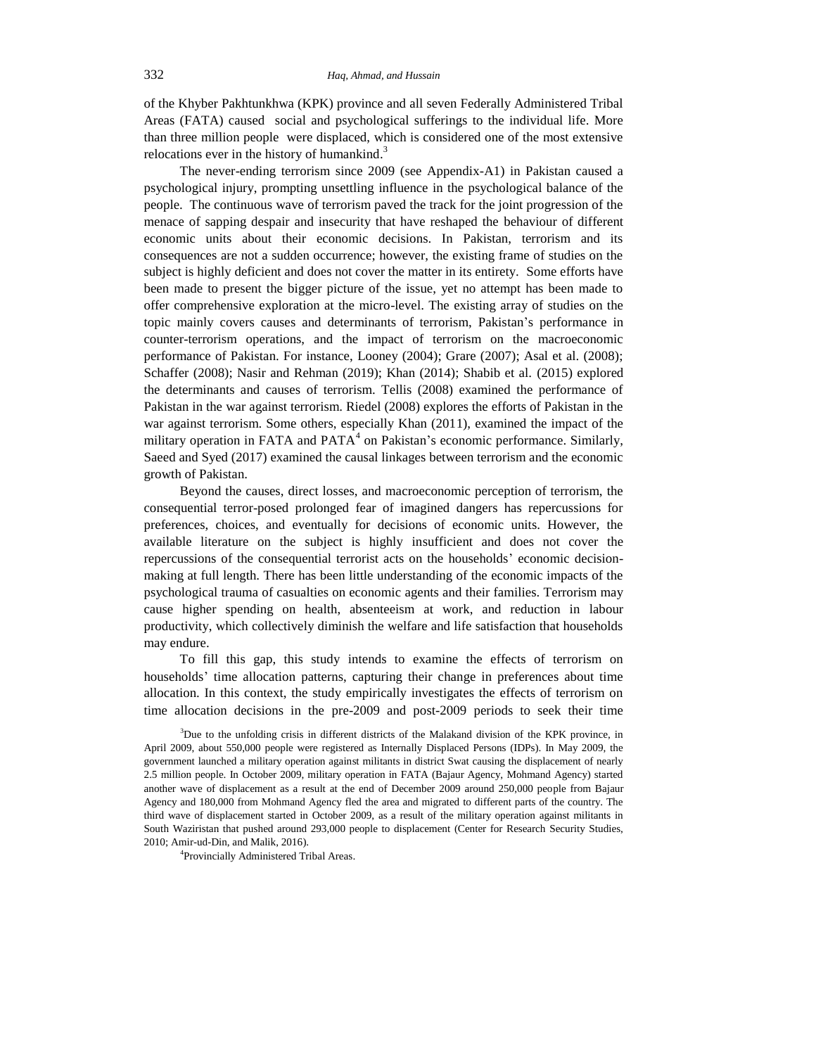of the Khyber Pakhtunkhwa (KPK) province and all seven Federally Administered Tribal Areas (FATA) caused social and psychological sufferings to the individual life. More than three million people were displaced, which is considered one of the most extensive relocations ever in the history of humankind.[3]

The never-ending terrorism since 2009 (see Appendix-A1) in Pakistan caused a psychological injury, prompting unsettling influence in the psychological balance of the people. The continuous wave of terrorism paved the track for the joint progression of the menace of sapping despair and insecurity that have reshaped the behaviour of different economic units about their economic decisions. In Pakistan, terrorism and its consequences are not a sudden occurrence; however, the existing frame of studies on the subject is highly deficient and does not cover the matter in its entirety. Some efforts have been made to present the bigger picture of the issue, yet no attempt has been made to offer comprehensive exploration at the micro-level. The existing array of studies on the topic mainly covers causes and determinants of terrorism, Pakistan's performance in counter-terrorism operations, and the impact of terrorism on the macroeconomic performance of Pakistan. For instance, Looney (2004); Grare (2007); Asal et al. (2008); Schaffer (2008); Nasir and Rehman (2019); Khan (2014); Shabib et al. (2015) explored the determinants and causes of terrorism. Tellis (2008) examined the performance of Pakistan in the war against terrorism. Riedel (2008) explores the efforts of Pakistan in the war against terrorism. Some others, especially Khan (2011), examined the impact of the military operation in FATA and PATA[4] on Pakistan's economic performance. Similarly, Saeed and Syed (2017) examined the causal linkages between terrorism and the economic growth of Pakistan.

Beyond the causes, direct losses, and macroeconomic perception of terrorism, the consequential terror-posed prolonged fear of imagined dangers has repercussions for preferences, choices, and eventually for decisions of economic units. However, the available literature on the subject is highly insufficient and does not cover the repercussions of the consequential terrorist acts on the households' economic decision-making at full length. There has been little understanding of the economic impacts of the psychological trauma of casualties on economic agents and their families. Terrorism may cause higher spending on health, absenteeism at work, and reduction in labour productivity, which collectively diminish the welfare and life satisfaction that households may endure.

To fill this gap, this study intends to examine the effects of terrorism on households' time allocation patterns, capturing their change in preferences about time allocation. In this context, the study empirically investigates the effects of terrorism on time allocation decisions in the pre-2009 and post-2009 periods to seek their time

[3]Due to the unfolding crisis in different districts of the Malakand division of the KPK province, in April 2009, about 550,000 people were registered as Internally Displaced Persons (IDPs). In May 2009, the government launched a military operation against militants in district Swat causing the displacement of nearly 2.5 million people. In October 2009, military operation in FATA (Bajaur Agency, Mohmand Agency) started another wave of displacement as a result at the end of December 2009 around 250,000 people from Bajaur Agency and 180,000 from Mohmand Agency fled the area and migrated to different parts of the country. The third wave of displacement started in October 2009, as a result of the military operation against militants in South Waziristan that pushed around 293,000 people to displacement (Center for Research Security Studies, 2010; Amir-ud-Din, and Malik, 2016).

[4]Provincially Administered Tribal Areas.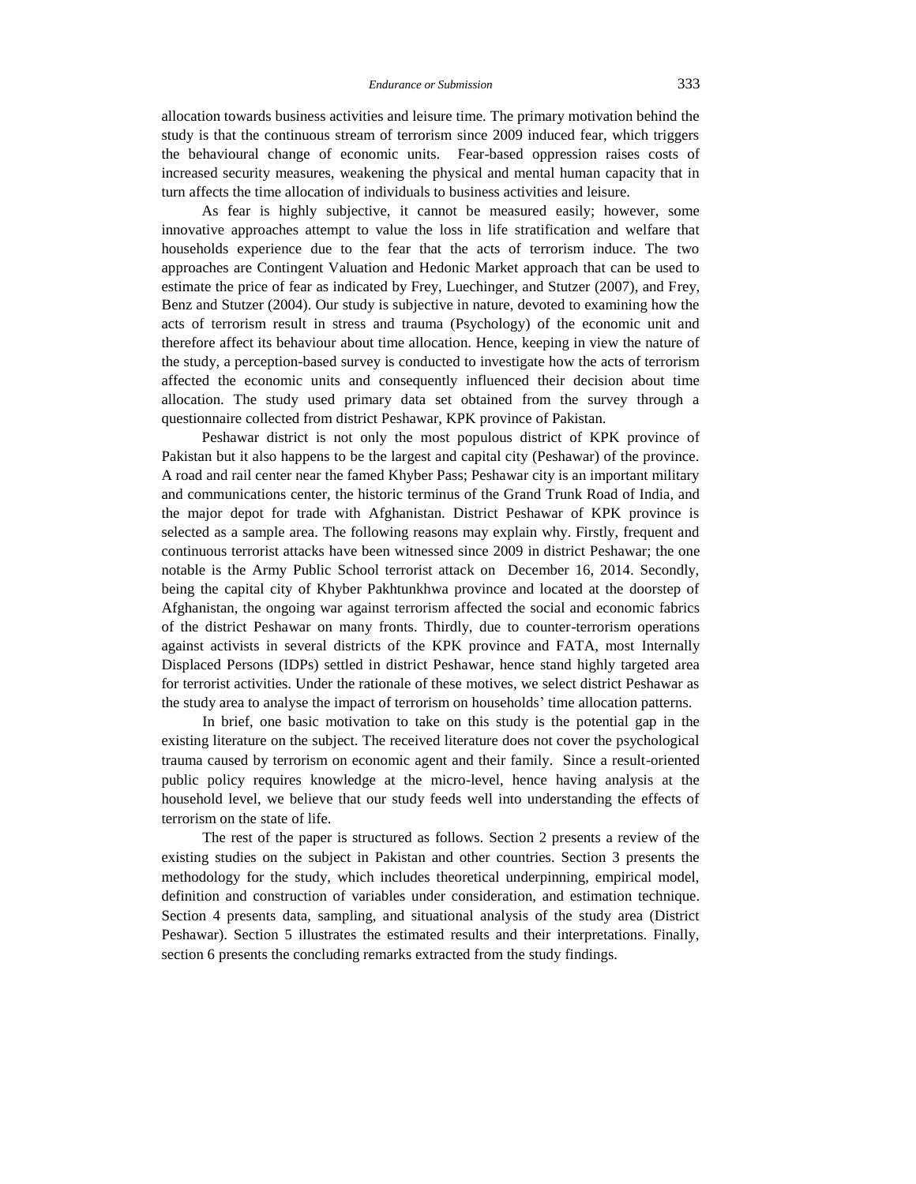allocation towards business activities and leisure time. The primary motivation behind the study is that the continuous stream of terrorism since 2009 induced fear, which triggers the behavioural change of economic units. Fear-based oppression raises costs of increased security measures, weakening the physical and mental human capacity that in turn affects the time allocation of individuals to business activities and leisure.

As fear is highly subjective, it cannot be measured easily; however, some innovative approaches attempt to value the loss in life stratification and welfare that households experience due to the fear that the acts of terrorism induce. The two approaches are Contingent Valuation and Hedonic Market approach that can be used to estimate the price of fear as indicated by Frey, Luechinger, and Stutzer (2007), and Frey, Benz and Stutzer (2004). Our study is subjective in nature, devoted to examining how the acts of terrorism result in stress and trauma (Psychology) of the economic unit and therefore affect its behaviour about time allocation. Hence, keeping in view the nature of the study, a perception-based survey is conducted to investigate how the acts of terrorism affected the economic units and consequently influenced their decision about time allocation. The study used primary data set obtained from the survey through a questionnaire collected from district Peshawar, KPK province of Pakistan.

Peshawar district is not only the most populous district of KPK province of Pakistan but it also happens to be the largest and capital city (Peshawar) of the province. A road and rail center near the famed Khyber Pass; Peshawar city is an important military and communications center, the historic terminus of the Grand Trunk Road of India, and the major depot for trade with Afghanistan. District Peshawar of KPK province is selected as a sample area. The following reasons may explain why. Firstly, frequent and continuous terrorist attacks have been witnessed since 2009 in district Peshawar; the one notable is the Army Public School terrorist attack on December 16, 2014. Secondly, being the capital city of Khyber Pakhtunkhwa province and located at the doorstep of Afghanistan, the ongoing war against terrorism affected the social and economic fabrics of the district Peshawar on many fronts. Thirdly, due to counter-terrorism operations against activists in several districts of the KPK province and FATA, most Internally Displaced Persons (IDPs) settled in district Peshawar, hence stand highly targeted area for terrorist activities. Under the rationale of these motives, we select district Peshawar as the study area to analyse the impact of terrorism on households' time allocation patterns.

In brief, one basic motivation to take on this study is the potential gap in the existing literature on the subject. The received literature does not cover the psychological trauma caused by terrorism on economic agent and their family. Since a result-oriented public policy requires knowledge at the micro-level, hence having analysis at the household level, we believe that our study feeds well into understanding the effects of terrorism on the state of life.

The rest of the paper is structured as follows. Section 2 presents a review of the existing studies on the subject in Pakistan and other countries. Section 3 presents the methodology for the study, which includes theoretical underpinning, empirical model, definition and construction of variables under consideration, and estimation technique. Section 4 presents data, sampling, and situational analysis of the study area (District Peshawar). Section 5 illustrates the estimated results and their interpretations. Finally, section 6 presents the concluding remarks extracted from the study findings.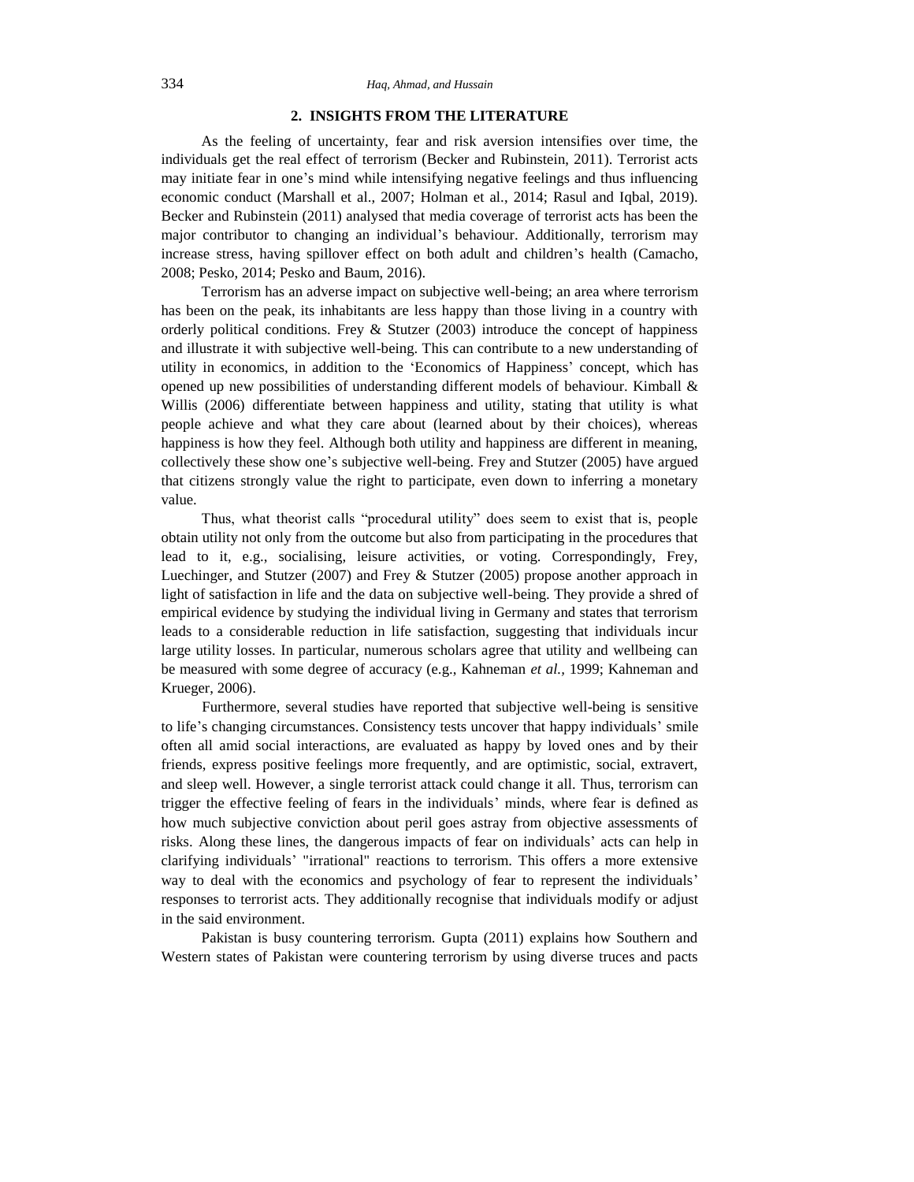## 2. INSIGHTS FROM THE LITERATURE

As the feeling of uncertainty, fear and risk aversion intensifies over time, the individuals get the real effect of terrorism (Becker and Rubinstein, 2011). Terrorist acts may initiate fear in one's mind while intensifying negative feelings and thus influencing economic conduct (Marshall et al., 2007; Holman et al., 2014; Rasul and Iqbal, 2019). Becker and Rubinstein (2011) analysed that media coverage of terrorist acts has been the major contributor to changing an individual's behaviour. Additionally, terrorism may increase stress, having spillover effect on both adult and children's health (Camacho, 2008; Pesko, 2014; Pesko and Baum, 2016).

Terrorism has an adverse impact on subjective well-being; an area where terrorism has been on the peak, its inhabitants are less happy than those living in a country with orderly political conditions. Frey & Stutzer (2003) introduce the concept of happiness and illustrate it with subjective well-being. This can contribute to a new understanding of utility in economics, in addition to the 'Economics of Happiness' concept, which has opened up new possibilities of understanding different models of behaviour. Kimball & Willis (2006) differentiate between happiness and utility, stating that utility is what people achieve and what they care about (learned about by their choices), whereas happiness is how they feel. Although both utility and happiness are different in meaning, collectively these show one's subjective well-being. Frey and Stutzer (2005) have argued that citizens strongly value the right to participate, even down to inferring a monetary value.

Thus, what theorist calls "procedural utility" does seem to exist that is, people obtain utility not only from the outcome but also from participating in the procedures that lead to it, e.g., socialising, leisure activities, or voting. Correspondingly, Frey, Luechinger, and Stutzer (2007) and Frey & Stutzer (2005) propose another approach in light of satisfaction in life and the data on subjective well-being. They provide a shred of empirical evidence by studying the individual living in Germany and states that terrorism leads to a considerable reduction in life satisfaction, suggesting that individuals incur large utility losses. In particular, numerous scholars agree that utility and wellbeing can be measured with some degree of accuracy (e.g., Kahneman *et al.,* 1999; Kahneman and Krueger, 2006).

Furthermore, several studies have reported that subjective well-being is sensitive to life's changing circumstances. Consistency tests uncover that happy individuals' smile often all amid social interactions, are evaluated as happy by loved ones and by their friends, express positive feelings more frequently, and are optimistic, social, extravert, and sleep well. However, a single terrorist attack could change it all. Thus, terrorism can trigger the effective feeling of fears in the individuals' minds, where fear is defined as how much subjective conviction about peril goes astray from objective assessments of risks. Along these lines, the dangerous impacts of fear on individuals' acts can help in clarifying individuals' "irrational" reactions to terrorism. This offers a more extensive way to deal with the economics and psychology of fear to represent the individuals' responses to terrorist acts. They additionally recognise that individuals modify or adjust in the said environment.

Pakistan is busy countering terrorism. Gupta (2011) explains how Southern and Western states of Pakistan were countering terrorism by using diverse truces and pacts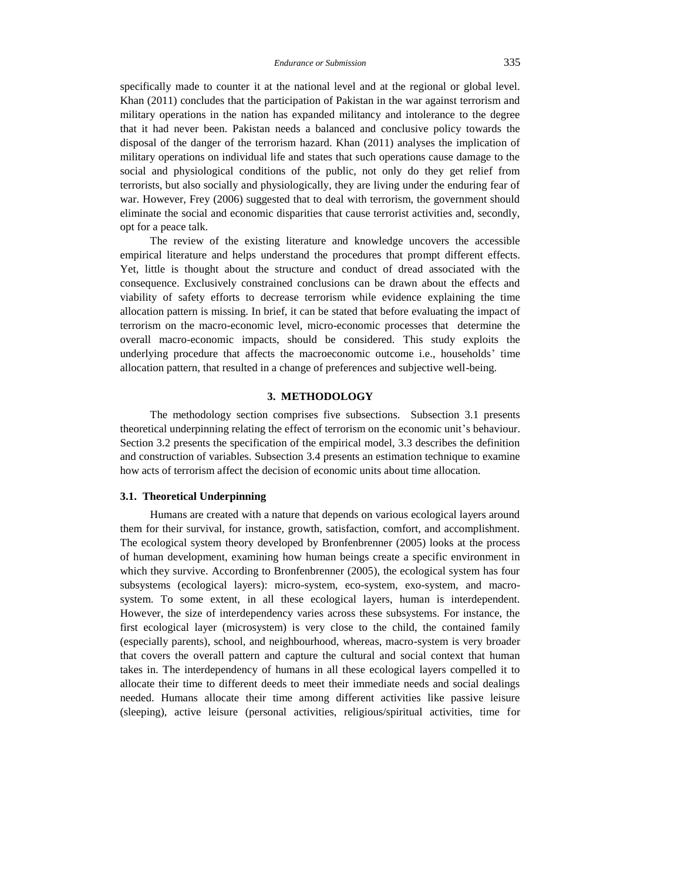specifically made to counter it at the national level and at the regional or global level. Khan (2011) concludes that the participation of Pakistan in the war against terrorism and military operations in the nation has expanded militancy and intolerance to the degree that it had never been. Pakistan needs a balanced and conclusive policy towards the disposal of the danger of the terrorism hazard. Khan (2011) analyses the implication of military operations on individual life and states that such operations cause damage to the social and physiological conditions of the public, not only do they get relief from terrorists, but also socially and physiologically, they are living under the enduring fear of war. However, Frey (2006) suggested that to deal with terrorism, the government should eliminate the social and economic disparities that cause terrorist activities and, secondly, opt for a peace talk.

The review of the existing literature and knowledge uncovers the accessible empirical literature and helps understand the procedures that prompt different effects. Yet, little is thought about the structure and conduct of dread associated with the consequence. Exclusively constrained conclusions can be drawn about the effects and viability of safety efforts to decrease terrorism while evidence explaining the time allocation pattern is missing. In brief, it can be stated that before evaluating the impact of terrorism on the macro-economic level, micro-economic processes that determine the overall macro-economic impacts, should be considered. This study exploits the underlying procedure that affects the macroeconomic outcome i.e., households' time allocation pattern, that resulted in a change of preferences and subjective well-being.

## 3. METHODOLOGY

The methodology section comprises five subsections. Subsection 3.1 presents theoretical underpinning relating the effect of terrorism on the economic unit's behaviour. Section 3.2 presents the specification of the empirical model, 3.3 describes the definition and construction of variables. Subsection 3.4 presents an estimation technique to examine how acts of terrorism affect the decision of economic units about time allocation.

### 3.1. Theoretical Underpinning

Humans are created with a nature that depends on various ecological layers around them for their survival, for instance, growth, satisfaction, comfort, and accomplishment. The ecological system theory developed by Bronfenbrenner (2005) looks at the process of human development, examining how human beings create a specific environment in which they survive. According to Bronfenbrenner (2005), the ecological system has four subsystems (ecological layers): micro-system, eco-system, exo-system, and macro-system. To some extent, in all these ecological layers, human is interdependent. However, the size of interdependency varies across these subsystems. For instance, the first ecological layer (microsystem) is very close to the child, the contained family (especially parents), school, and neighbourhood, whereas, macro-system is very broader that covers the overall pattern and capture the cultural and social context that human takes in. The interdependency of humans in all these ecological layers compelled it to allocate their time to different deeds to meet their immediate needs and social dealings needed. Humans allocate their time among different activities like passive leisure (sleeping), active leisure (personal activities, religious/spiritual activities, time for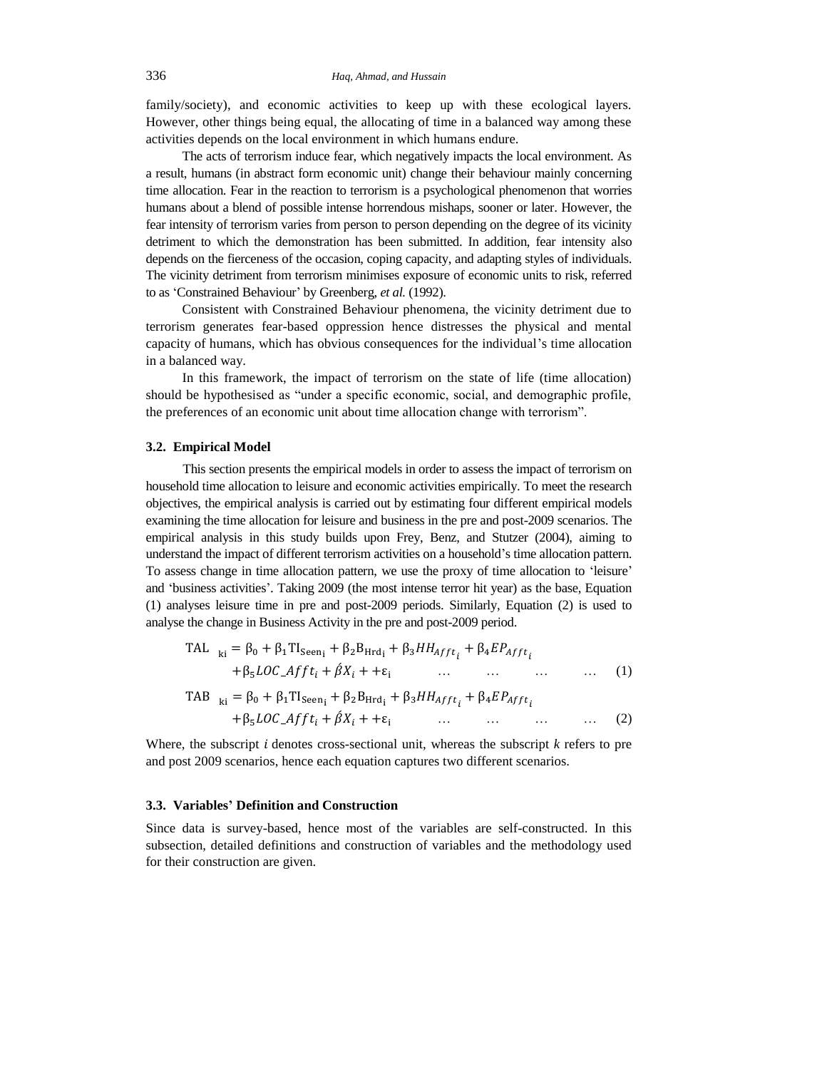family/society), and economic activities to keep up with these ecological layers. However, other things being equal, the allocating of time in a balanced way among these activities depends on the local environment in which humans endure.

The acts of terrorism induce fear, which negatively impacts the local environment. As a result, humans (in abstract form economic unit) change their behaviour mainly concerning time allocation. Fear in the reaction to terrorism is a psychological phenomenon that worries humans about a blend of possible intense horrendous mishaps, sooner or later. However, the fear intensity of terrorism varies from person to person depending on the degree of its vicinity detriment to which the demonstration has been submitted. In addition, fear intensity also depends on the fierceness of the occasion, coping capacity, and adapting styles of individuals. The vicinity detriment from terrorism minimises exposure of economic units to risk, referred to as 'Constrained Behaviour' by Greenberg, *et al.* (1992).

Consistent with Constrained Behaviour phenomena, the vicinity detriment due to terrorism generates fear-based oppression hence distresses the physical and mental capacity of humans, which has obvious consequences for the individual's time allocation in a balanced way.

In this framework, the impact of terrorism on the state of life (time allocation) should be hypothesised as "under a specific economic, social, and demographic profile, the preferences of an economic unit about time allocation change with terrorism".

### 3.2. Empirical Model

This section presents the empirical models in order to assess the impact of terrorism on household time allocation to leisure and economic activities empirically. To meet the research objectives, the empirical analysis is carried out by estimating four different empirical models examining the time allocation for leisure and business in the pre and post-2009 scenarios. The empirical analysis in this study builds upon Frey, Benz, and Stutzer (2004), aiming to understand the impact of different terrorism activities on a household's time allocation pattern. To assess change in time allocation pattern, we use the proxy of time allocation to 'leisure' and 'business activities'. Taking 2009 (the most intense terror hit year) as the base, Equation (1) analyses leisure time in pre and post-2009 periods. Similarly, Equation (2) is used to analyse the change in Business Activity in the pre and post-2009 period.

$$\mathrm{TAL}_{ki} = \beta_0 + \beta_1 \mathrm{TI}_{\mathrm{Seen}_i} + \beta_2 \mathrm{B}_{\mathrm{Hrd}_i} + \beta_3 HH_{Afft_i} + \beta_4 EP_{Afft_i} + \beta_5 LOC\_Afft_i + \acute{\beta} X_i + + \varepsilon_i \quad \ldots \quad \ldots \quad \ldots \quad \ldots \quad (1)$$

$$\mathrm{TAB}_{ki} = \beta_0 + \beta_1 \mathrm{TI}_{\mathrm{Seen}_i} + \beta_2 \mathrm{B}_{\mathrm{Hrd}_i} + \beta_3 HH_{Afft_i} + \beta_4 EP_{Afft_i} + \beta_5 LOC\_Afft_i + \acute{\beta} X_i + + \varepsilon_i \quad \ldots \quad \ldots \quad \ldots \quad \ldots \quad (2)$$

Where, the subscript *i* denotes cross-sectional unit, whereas the subscript *k* refers to pre and post 2009 scenarios, hence each equation captures two different scenarios.

### 3.3. Variables' Definition and Construction

Since data is survey-based, hence most of the variables are self-constructed. In this subsection, detailed definitions and construction of variables and the methodology used for their construction are given.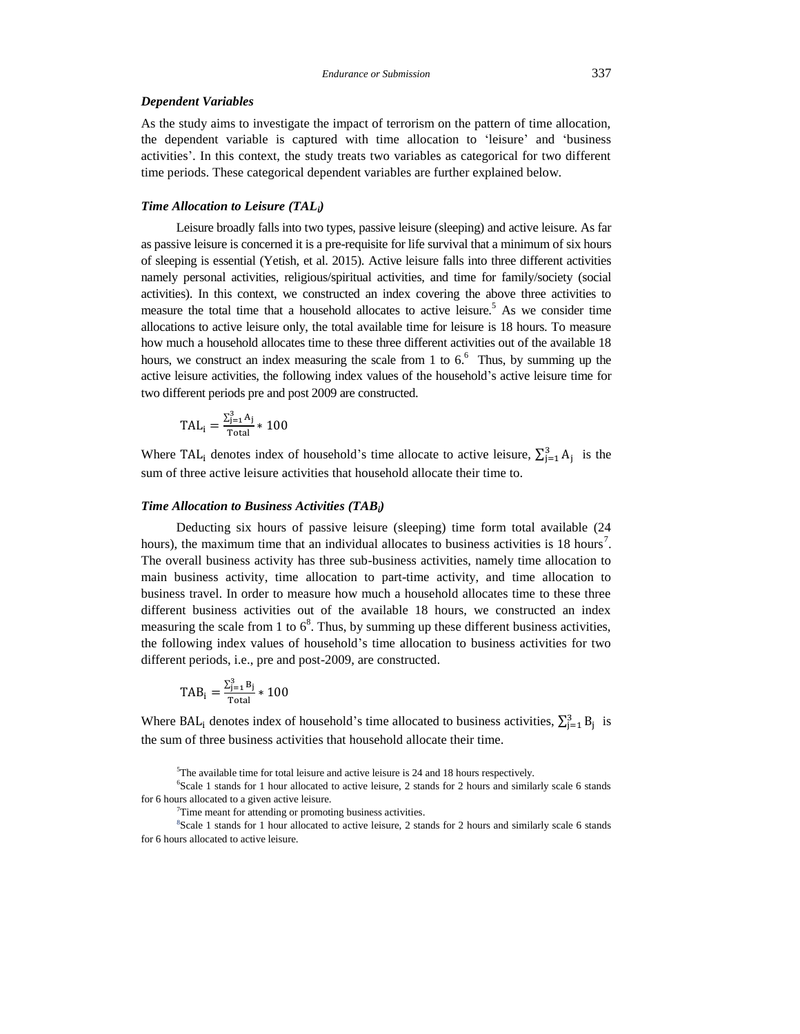### *Dependent Variables*

As the study aims to investigate the impact of terrorism on the pattern of time allocation, the dependent variable is captured with time allocation to 'leisure' and 'business activities'. In this context, the study treats two variables as categorical for two different time periods. These categorical dependent variables are further explained below.

#### *Time Allocation to Leisure ($TAL_i$)*

Leisure broadly falls into two types, passive leisure (sleeping) and active leisure. As far as passive leisure is concerned it is a pre-requisite for life survival that a minimum of six hours of sleeping is essential (Yetish, et al. 2015). Active leisure falls into three different activities namely personal activities, religious/spiritual activities, and time for family/society (social activities). In this context, we constructed an index covering the above three activities to measure the total time that a household allocates to active leisure.[5] As we consider time allocations to active leisure only, the total available time for leisure is 18 hours. To measure how much a household allocates time to these three different activities out of the available 18 hours, we construct an index measuring the scale from 1 to 6.[6] Thus, by summing up the active leisure activities, the following index values of the household's active leisure time for two different periods pre and post 2009 are constructed.

$$\mathrm{TAL_i} = \frac{\sum_{j=1}^{3} \mathrm{A_j}}{\mathrm{Total}} * 100$$

Where $\mathrm{TAL_i}$ denotes index of household's time allocate to active leisure, $\sum_{j=1}^{3} \mathrm{A_j}$ is the sum of three active leisure activities that household allocate their time to.

#### *Time Allocation to Business Activities ($TAB_i$)*

Deducting six hours of passive leisure (sleeping) time form total available (24 hours), the maximum time that an individual allocates to business activities is 18 hours[7]. The overall business activity has three sub-business activities, namely time allocation to main business activity, time allocation to part-time activity, and time allocation to business travel. In order to measure how much a household allocates time to these three different business activities out of the available 18 hours, we constructed an index measuring the scale from 1 to 6[8]. Thus, by summing up these different business activities, the following index values of household's time allocation to business activities for two different periods, i.e., pre and post-2009, are constructed.

$$\mathrm{TAB_i} = \frac{\sum_{j=1}^{3} \mathrm{B_j}}{\mathrm{Total}} * 100$$

Where $\mathrm{BAL_i}$ denotes index of household's time allocated to business activities, $\sum_{j=1}^{3} \mathrm{B_j}$ is the sum of three business activities that household allocate their time.

[5]The available time for total leisure and active leisure is 24 and 18 hours respectively.

[6]Scale 1 stands for 1 hour allocated to active leisure, 2 stands for 2 hours and similarly scale 6 stands for 6 hours allocated to a given active leisure.

[7]Time meant for attending or promoting business activities.

[8]Scale 1 stands for 1 hour allocated to active leisure, 2 stands for 2 hours and similarly scale 6 stands for 6 hours allocated to active leisure.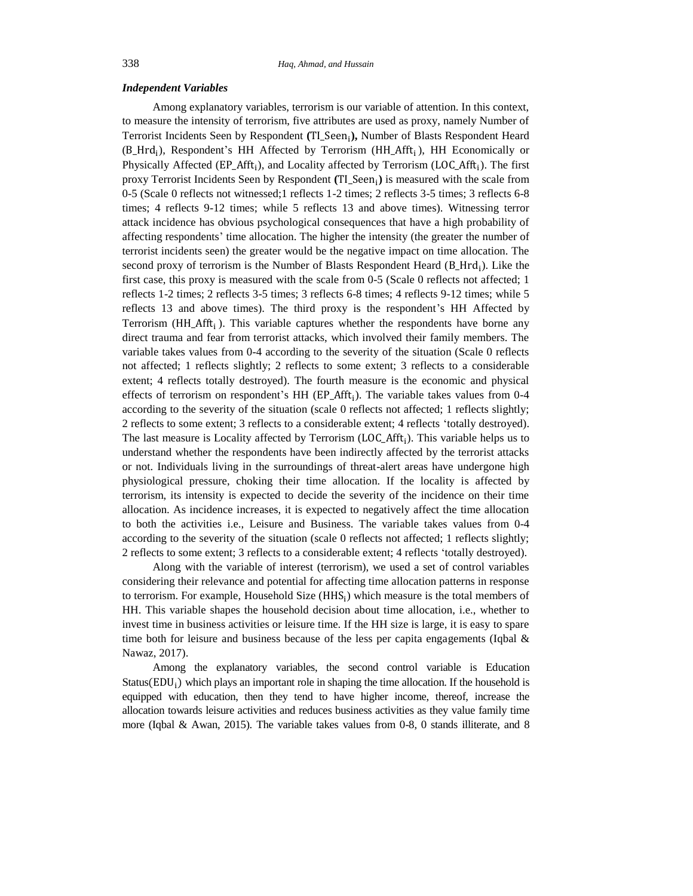***Independent Variables***

Among explanatory variables, terrorism is our variable of attention. In this context, to measure the intensity of terrorism, five attributes are used as proxy, namely Number of Terrorist Incidents Seen by Respondent **(**$\text{TI\_Seen}_i$**),** Number of Blasts Respondent Heard ($\text{B\_Hrd}_i$), Respondent's HH Affected by Terrorism ($\text{HH\_Afft}_i$), HH Economically or Physically Affected ($\text{EP\_Afft}_i$), and Locality affected by Terrorism ($\text{LOC\_Afft}_i$). The first proxy Terrorist Incidents Seen by Respondent **(**$\text{TI\_Seen}_i$**)** is measured with the scale from 0-5 (Scale 0 reflects not witnessed;1 reflects 1-2 times; 2 reflects 3-5 times; 3 reflects 6-8 times; 4 reflects 9-12 times; while 5 reflects 13 and above times). Witnessing terror attack incidence has obvious psychological consequences that have a high probability of affecting respondents' time allocation. The higher the intensity (the greater the number of terrorist incidents seen) the greater would be the negative impact on time allocation. The second proxy of terrorism is the Number of Blasts Respondent Heard ($\text{B\_Hrd}_i$). Like the first case, this proxy is measured with the scale from 0-5 (Scale 0 reflects not affected; 1 reflects 1-2 times; 2 reflects 3-5 times; 3 reflects 6-8 times; 4 reflects 9-12 times; while 5 reflects 13 and above times). The third proxy is the respondent's HH Affected by Terrorism ($\text{HH\_Afft}_i$). This variable captures whether the respondents have borne any direct trauma and fear from terrorist attacks, which involved their family members. The variable takes values from 0-4 according to the severity of the situation (Scale 0 reflects not affected; 1 reflects slightly; 2 reflects to some extent; 3 reflects to a considerable extent; 4 reflects totally destroyed). The fourth measure is the economic and physical effects of terrorism on respondent's HH ($\text{EP\_Afft}_i$). The variable takes values from 0-4 according to the severity of the situation (scale 0 reflects not affected; 1 reflects slightly; 2 reflects to some extent; 3 reflects to a considerable extent; 4 reflects 'totally destroyed). The last measure is Locality affected by Terrorism ($\text{LOC\_Afft}_i$). This variable helps us to understand whether the respondents have been indirectly affected by the terrorist attacks or not. Individuals living in the surroundings of threat-alert areas have undergone high physiological pressure, choking their time allocation. If the locality is affected by terrorism, its intensity is expected to decide the severity of the incidence on their time allocation. As incidence increases, it is expected to negatively affect the time allocation to both the activities i.e., Leisure and Business. The variable takes values from 0-4 according to the severity of the situation (scale 0 reflects not affected; 1 reflects slightly; 2 reflects to some extent; 3 reflects to a considerable extent; 4 reflects 'totally destroyed).

Along with the variable of interest (terrorism), we used a set of control variables considering their relevance and potential for affecting time allocation patterns in response to terrorism. For example, Household Size ($\text{HHS}_i$) which measure is the total members of HH. This variable shapes the household decision about time allocation, i.e., whether to invest time in business activities or leisure time. If the HH size is large, it is easy to spare time both for leisure and business because of the less per capita engagements (Iqbal & Nawaz, 2017).

Among the explanatory variables, the second control variable is Education Status($\text{EDU}_i$) which plays an important role in shaping the time allocation. If the household is equipped with education, then they tend to have higher income, thereof, increase the allocation towards leisure activities and reduces business activities as they value family time more (Iqbal & Awan, 2015). The variable takes values from 0-8, 0 stands illiterate, and 8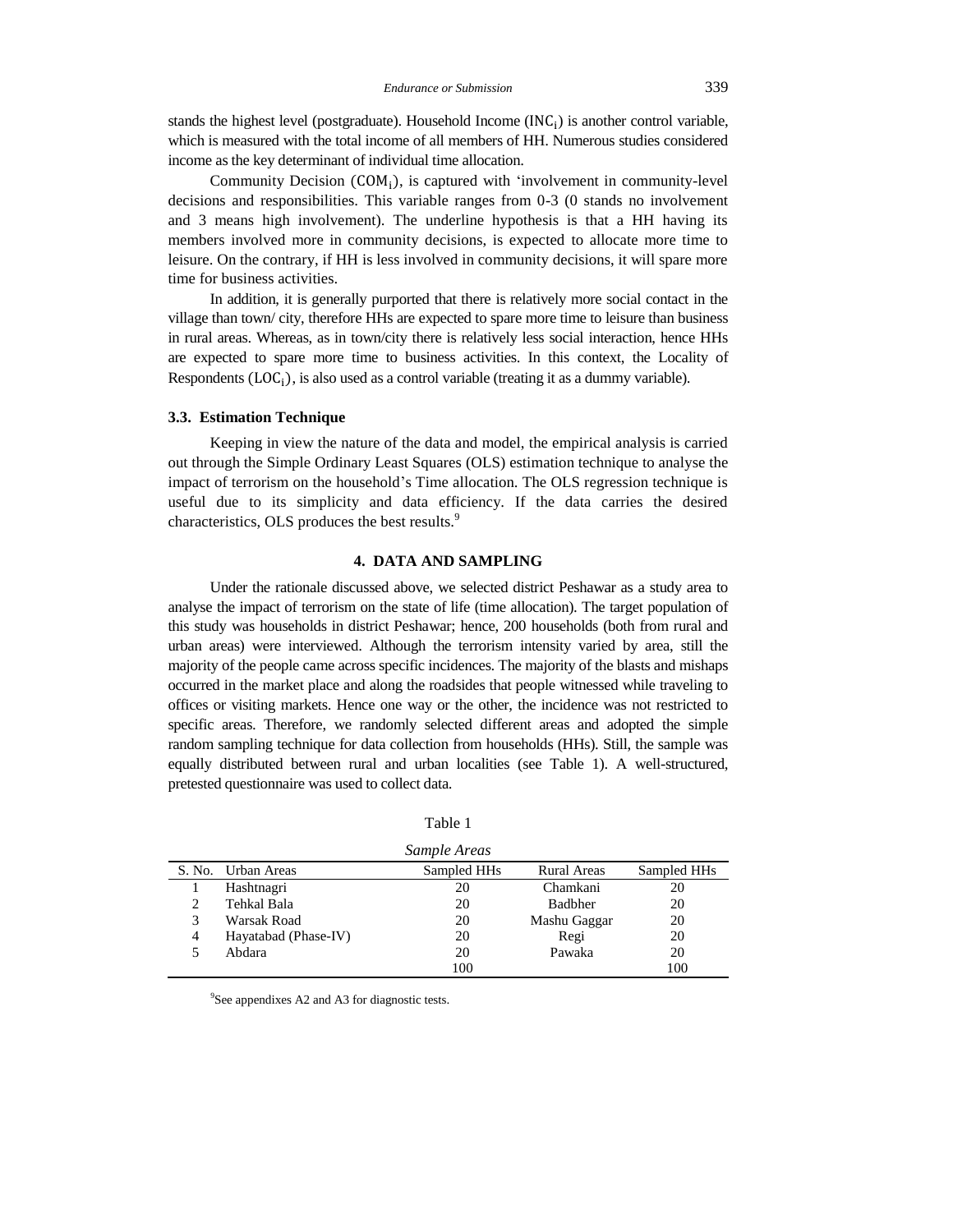stands the highest level (postgraduate). Household Income ($INC_i$) is another control variable, which is measured with the total income of all members of HH. Numerous studies considered income as the key determinant of individual time allocation.

Community Decision ($COM_i$), is captured with 'involvement in community-level decisions and responsibilities. This variable ranges from 0-3 (0 stands no involvement and 3 means high involvement). The underline hypothesis is that a HH having its members involved more in community decisions, is expected to allocate more time to leisure. On the contrary, if HH is less involved in community decisions, it will spare more time for business activities.

In addition, it is generally purported that there is relatively more social contact in the village than town/ city, therefore HHs are expected to spare more time to leisure than business in rural areas. Whereas, as in town/city there is relatively less social interaction, hence HHs are expected to spare more time to business activities. In this context, the Locality of Respondents ($LOC_i$), is also used as a control variable (treating it as a dummy variable).

### 3.3. Estimation Technique

Keeping in view the nature of the data and model, the empirical analysis is carried out through the Simple Ordinary Least Squares (OLS) estimation technique to analyse the impact of terrorism on the household's Time allocation. The OLS regression technique is useful due to its simplicity and data efficiency. If the data carries the desired characteristics, OLS produces the best results.[9]

## 4. DATA AND SAMPLING

Under the rationale discussed above, we selected district Peshawar as a study area to analyse the impact of terrorism on the state of life (time allocation). The target population of this study was households in district Peshawar; hence, 200 households (both from rural and urban areas) were interviewed. Although the terrorism intensity varied by area, still the majority of the people came across specific incidences. The majority of the blasts and mishaps occurred in the market place and along the roadsides that people witnessed while traveling to offices or visiting markets. Hence one way or the other, the incidence was not restricted to specific areas. Therefore, we randomly selected different areas and adopted the simple random sampling technique for data collection from households (HHs). Still, the sample was equally distributed between rural and urban localities (see Table 1). A well-structured, pretested questionnaire was used to collect data.

Table 1

*Sample Areas*

| S. No. | Urban Areas | Sampled HHs | Rural Areas | Sampled HHs |
|---|---|---|---|---|
| 1 | Hashtnagri | 20 | Chamkani | 20 |
| 2 | Tehkal Bala | 20 | Badbher | 20 |
| 3 | Warsak Road | 20 | Mashu Gaggar | 20 |
| 4 | Hayatabad (Phase-IV) | 20 | Regi | 20 |
| 5 | Abdara | 20 | Pawaka | 20 |
| | | 100 | | 100 |

[9]See appendixes A2 and A3 for diagnostic tests.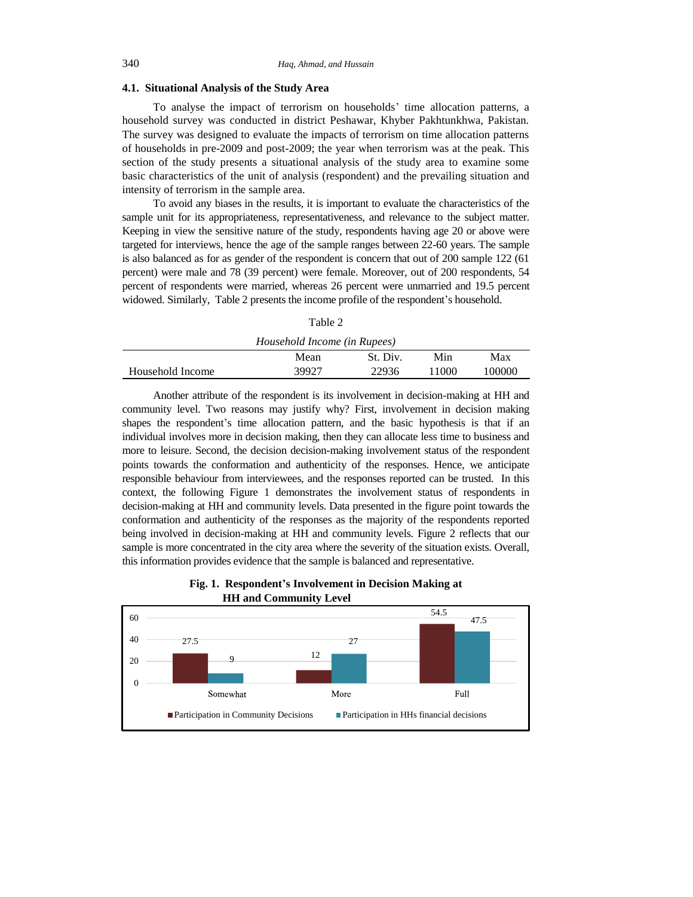### 4.1. Situational Analysis of the Study Area

To analyse the impact of terrorism on households' time allocation patterns, a household survey was conducted in district Peshawar, Khyber Pakhtunkhwa, Pakistan. The survey was designed to evaluate the impacts of terrorism on time allocation patterns of households in pre-2009 and post-2009; the year when terrorism was at the peak. This section of the study presents a situational analysis of the study area to examine some basic characteristics of the unit of analysis (respondent) and the prevailing situation and intensity of terrorism in the sample area.

To avoid any biases in the results, it is important to evaluate the characteristics of the sample unit for its appropriateness, representativeness, and relevance to the subject matter. Keeping in view the sensitive nature of the study, respondents having age 20 or above were targeted for interviews, hence the age of the sample ranges between 22-60 years. The sample is also balanced as for as gender of the respondent is concern that out of 200 sample 122 (61 percent) were male and 78 (39 percent) were female. Moreover, out of 200 respondents, 54 percent of respondents were married, whereas 26 percent were unmarried and 19.5 percent widowed. Similarly, Table 2 presents the income profile of the respondent's household.

Table 2

*Household Income (in Rupees)*

| | Mean | St. Div. | Min | Max |
|---|---|---|---|---|
| Household Income | 39927 | 22936 | 11000 | 100000 |

Another attribute of the respondent is its involvement in decision-making at HH and community level. Two reasons may justify why? First, involvement in decision making shapes the respondent's time allocation pattern, and the basic hypothesis is that if an individual involves more in decision making, then they can allocate less time to business and more to leisure. Second, the decision decision-making involvement status of the respondent points towards the conformation and authenticity of the responses. Hence, we anticipate responsible behaviour from interviewees, and the responses reported can be trusted. In this context, the following Figure 1 demonstrates the involvement status of respondents in decision-making at HH and community levels. Data presented in the figure point towards the conformation and authenticity of the responses as the majority of the respondents reported being involved in decision-making at HH and community levels. Figure 2 reflects that our sample is more concentrated in the city area where the severity of the situation exists. Overall, this information provides evidence that the sample is balanced and representative.

**Fig. 1. Respondent's Involvement in Decision Making at HH and Community Level**

| | Participation in Community Decisions | Participation in HHs financial decisions |
|---|---|---|
| Somewhat | 27.5 | 9 |
| More | 12 | 27 |
| Full | 54.5 | 47.5 |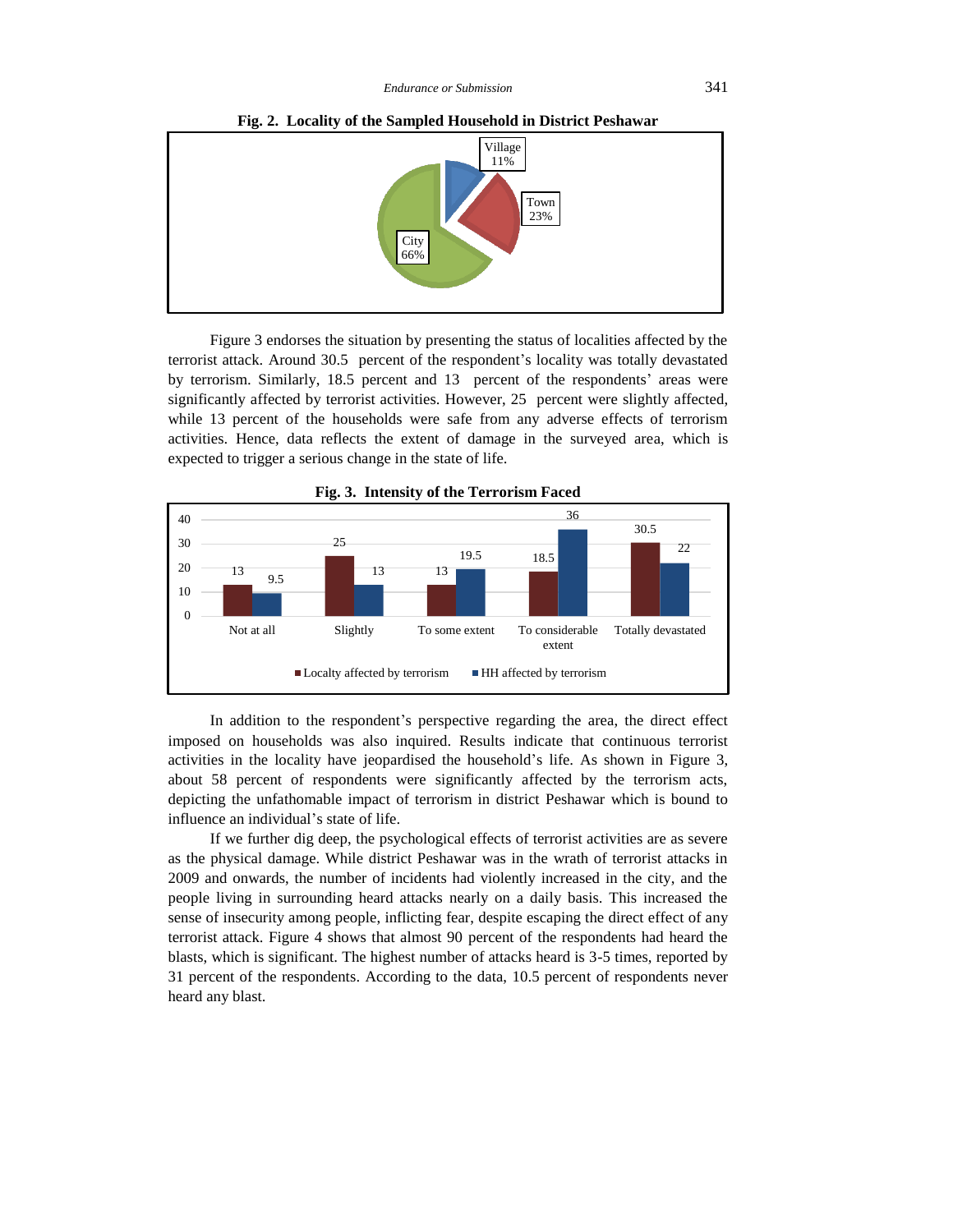**Fig. 2. Locality of the Sampled Household in District Peshawar**

Figure 3 endorses the situation by presenting the status of localities affected by the terrorist attack. Around 30.5 percent of the respondent's locality was totally devastated by terrorism. Similarly, 18.5 percent and 13 percent of the respondents' areas were significantly affected by terrorist activities. However, 25 percent were slightly affected, while 13 percent of the households were safe from any adverse effects of terrorism activities. Hence, data reflects the extent of damage in the surveyed area, which is expected to trigger a serious change in the state of life.

**Fig. 3. Intensity of the Terrorism Faced**

In addition to the respondent's perspective regarding the area, the direct effect imposed on households was also inquired. Results indicate that continuous terrorist activities in the locality have jeopardised the household's life. As shown in Figure 3, about 58 percent of respondents were significantly affected by the terrorism acts, depicting the unfathomable impact of terrorism in district Peshawar which is bound to influence an individual's state of life.

If we further dig deep, the psychological effects of terrorist activities are as severe as the physical damage. While district Peshawar was in the wrath of terrorist attacks in 2009 and onwards, the number of incidents had violently increased in the city, and the people living in surrounding heard attacks nearly on a daily basis. This increased the sense of insecurity among people, inflicting fear, despite escaping the direct effect of any terrorist attack. Figure 4 shows that almost 90 percent of the respondents had heard the blasts, which is significant. The highest number of attacks heard is 3-5 times, reported by 31 percent of the respondents. According to the data, 10.5 percent of respondents never heard any blast.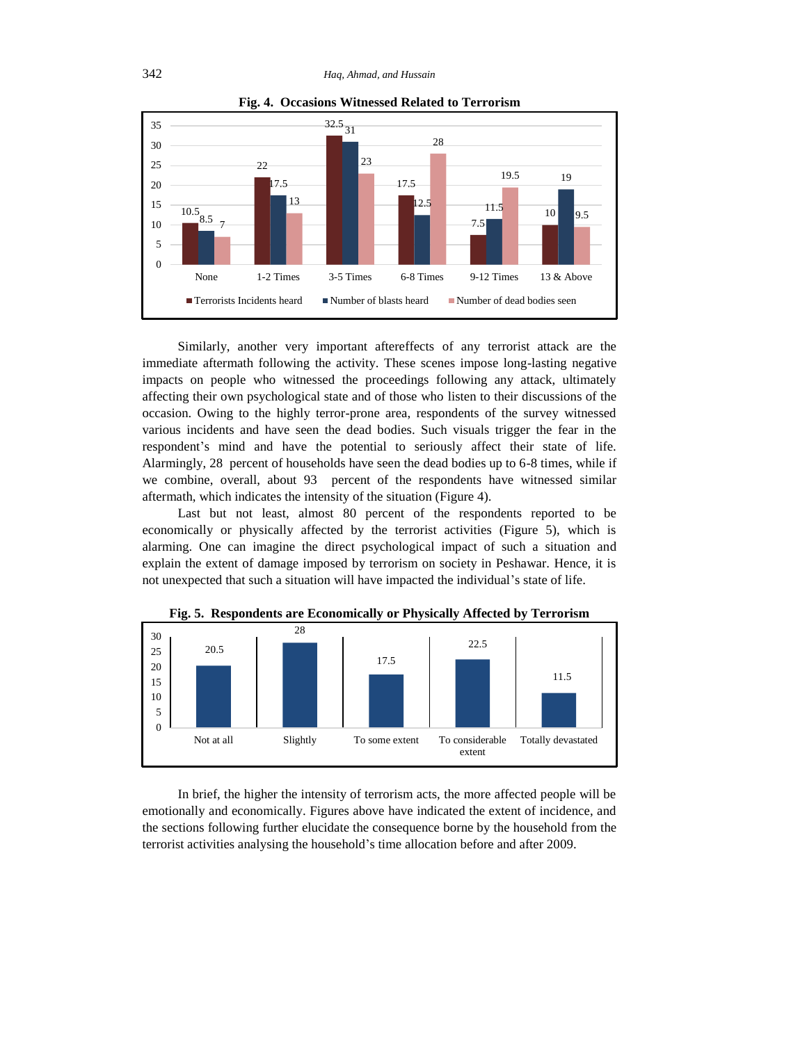**Fig. 4. Occasions Witnessed Related to Terrorism**

| | None | 1-2 Times | 3-5 Times | 6-8 Times | 9-12 Times | 13 & Above |
|---|---|---|---|---|---|---|
| Terrorists Incidents heard | 10.5 | 22 | 32.5 | 17.5 | 7.5 | 10 |
| Number of blasts heard | 8.5 | 17.5 | 31 | 12.5 | 11.5 | 19 |
| Number of dead bodies seen | 7 | 13 | 23 | 28 | 19.5 | 9.5 |

Similarly, another very important aftereffects of any terrorist attack are the immediate aftermath following the activity. These scenes impose long-lasting negative impacts on people who witnessed the proceedings following any attack, ultimately affecting their own psychological state and of those who listen to their discussions of the occasion. Owing to the highly terror-prone area, respondents of the survey witnessed various incidents and have seen the dead bodies. Such visuals trigger the fear in the respondent's mind and have the potential to seriously affect their state of life. Alarmingly, 28 percent of households have seen the dead bodies up to 6-8 times, while if we combine, overall, about 93 percent of the respondents have witnessed similar aftermath, which indicates the intensity of the situation (Figure 4).

Last but not least, almost 80 percent of the respondents reported to be economically or physically affected by the terrorist activities (Figure 5), which is alarming. One can imagine the direct psychological impact of such a situation and explain the extent of damage imposed by terrorism on society in Peshawar. Hence, it is not unexpected that such a situation will have impacted the individual's state of life.

**Fig. 5. Respondents are Economically or Physically Affected by Terrorism**

| Not at all | Slightly | To some extent | To considerable extent | Totally devastated |
|---|---|---|---|---|
| 20.5 | 28 | 17.5 | 22.5 | 11.5 |

In brief, the higher the intensity of terrorism acts, the more affected people will be emotionally and economically. Figures above have indicated the extent of incidence, and the sections following further elucidate the consequence borne by the household from the terrorist activities analysing the household's time allocation before and after 2009.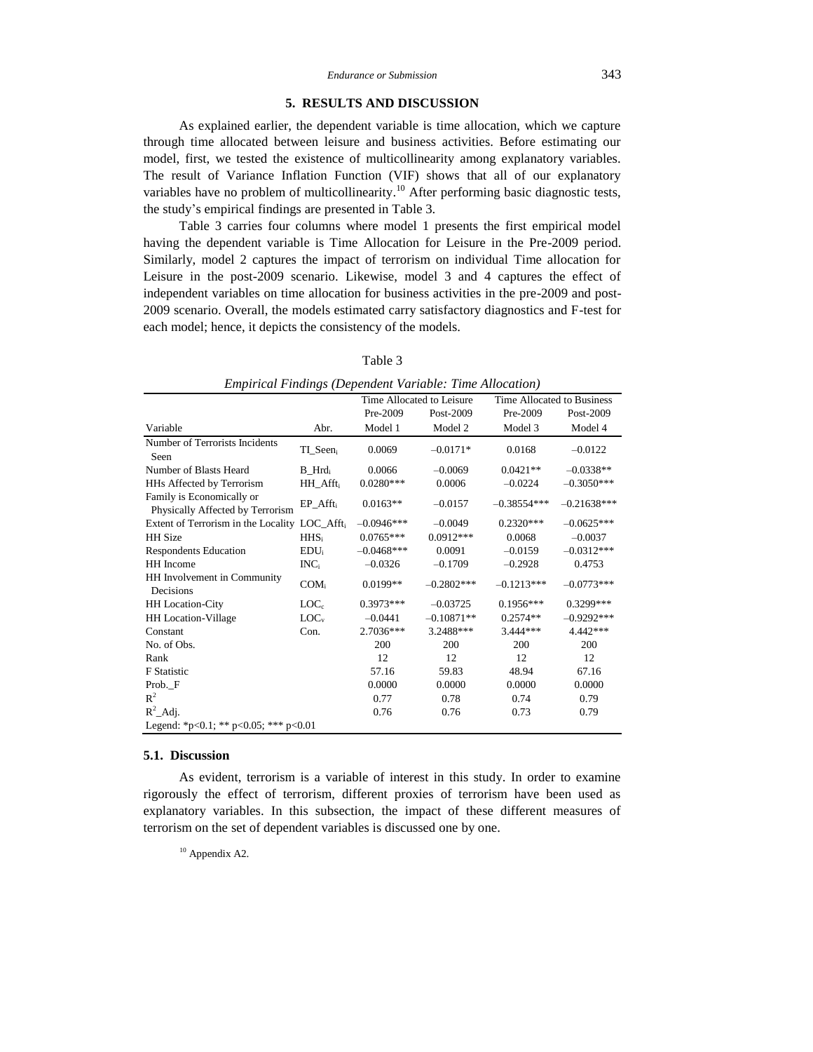## 5. RESULTS AND DISCUSSION

As explained earlier, the dependent variable is time allocation, which we capture through time allocated between leisure and business activities. Before estimating our model, first, we tested the existence of multicollinearity among explanatory variables. The result of Variance Inflation Function (VIF) shows that all of our explanatory variables have no problem of multicollinearity.[10] After performing basic diagnostic tests, the study's empirical findings are presented in Table 3.

Table 3 carries four columns where model 1 presents the first empirical model having the dependent variable is Time Allocation for Leisure in the Pre-2009 period. Similarly, model 2 captures the impact of terrorism on individual Time allocation for Leisure in the post-2009 scenario. Likewise, model 3 and 4 captures the effect of independent variables on time allocation for business activities in the pre-2009 and post-2009 scenario. Overall, the models estimated carry satisfactory diagnostics and F-test for each model; hence, it depicts the consistency of the models.

Table 3

*Empirical Findings (Dependent Variable: Time Allocation)*

| | | Time Allocated to Leisure | | Time Allocated to Business | |
|---|---|---|---|---|---|
| | | Pre-2009 | Post-2009 | Pre-2009 | Post-2009 |
| Variable | Abr. | Model 1 | Model 2 | Model 3 | Model 4 |
| Number of Terrorists Incidents Seen | $TI\_Seen_i$ | 0.0069 | –0.0171* | 0.0168 | –0.0122 |
| Number of Blasts Heard | $B\_Hrd_i$ | 0.0066 | –0.0069 | 0.0421** | –0.0338** |
| HHs Affected by Terrorism | $HH\_Afft_i$ | 0.0280*** | 0.0006 | –0.0224 | –0.3050*** |
| Family is Economically or Physically Affected by Terrorism | $EP\_Afft_i$ | 0.0163** | –0.0157 | –0.38554*** | –0.21638*** |
| Extent of Terrorism in the Locality | $LOC\_Afft_i$ | –0.0946*** | –0.0049 | 0.2320*** | –0.0625*** |
| HH Size | $HHS_i$ | 0.0765*** | 0.0912*** | 0.0068 | –0.0037 |
| Respondents Education | $EDU_i$ | –0.0468*** | 0.0091 | –0.0159 | –0.0312*** |
| HH Income | $INC_i$ | –0.0326 | –0.1709 | –0.2928 | 0.4753 |
| HH Involvement in Community Decisions | $COM_i$ | 0.0199** | –0.2802*** | –0.1213*** | –0.0773*** |
| HH Location-City | $LOC_c$ | 0.3973*** | –0.03725 | 0.1956*** | 0.3299*** |
| HH Location-Village | $LOC_v$ | –0.0441 | –0.10871** | 0.2574** | –0.9292*** |
| Constant | Con. | 2.7036*** | 3.2488*** | 3.444*** | 4.442*** |
| No. of Obs. | | 200 | 200 | 200 | 200 |
| Rank | | 12 | 12 | 12 | 12 |
| F Statistic | | 57.16 | 59.83 | 48.94 | 67.16 |
| Prob._F | | 0.0000 | 0.0000 | 0.0000 | 0.0000 |
| $R^2$ | | 0.77 | 0.78 | 0.74 | 0.79 |
| $R^2$_Adj. | | 0.76 | 0.76 | 0.73 | 0.79 |

Legend: *p<0.1; ** p<0.05; *** p<0.01

### 5.1. Discussion

As evident, terrorism is a variable of interest in this study. In order to examine rigorously the effect of terrorism, different proxies of terrorism have been used as explanatory variables. In this subsection, the impact of these different measures of terrorism on the set of dependent variables is discussed one by one.

[10] Appendix A2.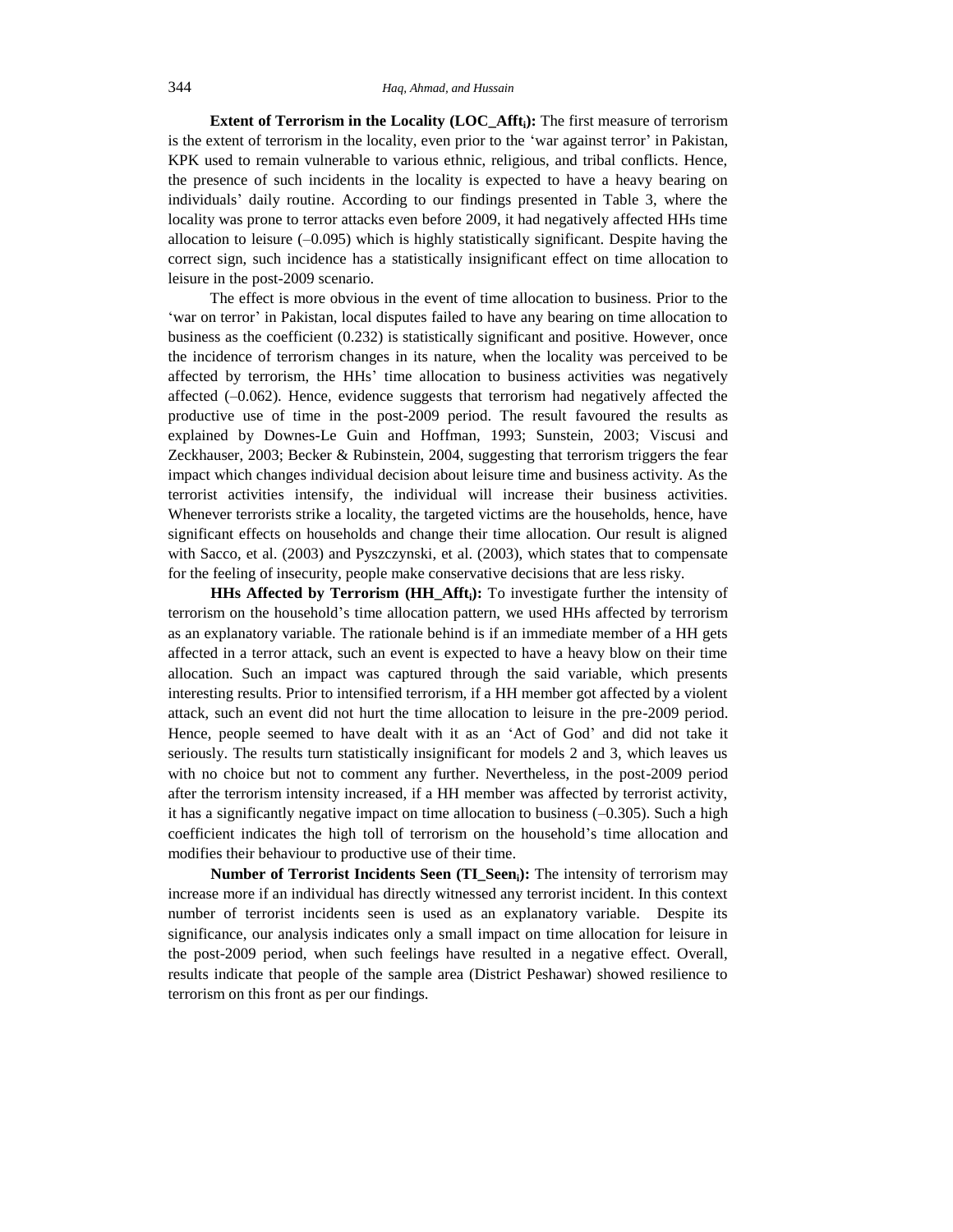**Extent of Terrorism in the Locality ($LOC\_Afft_i$):** The first measure of terrorism is the extent of terrorism in the locality, even prior to the 'war against terror' in Pakistan, KPK used to remain vulnerable to various ethnic, religious, and tribal conflicts. Hence, the presence of such incidents in the locality is expected to have a heavy bearing on individuals' daily routine. According to our findings presented in Table 3, where the locality was prone to terror attacks even before 2009, it had negatively affected HHs time allocation to leisure (–0.095) which is highly statistically significant. Despite having the correct sign, such incidence has a statistically insignificant effect on time allocation to leisure in the post-2009 scenario.

The effect is more obvious in the event of time allocation to business. Prior to the 'war on terror' in Pakistan, local disputes failed to have any bearing on time allocation to business as the coefficient (0.232) is statistically significant and positive. However, once the incidence of terrorism changes in its nature, when the locality was perceived to be affected by terrorism, the HHs' time allocation to business activities was negatively affected (–0.062). Hence, evidence suggests that terrorism had negatively affected the productive use of time in the post-2009 period. The result favoured the results as explained by Downes-Le Guin and Hoffman, 1993; Sunstein, 2003; Viscusi and Zeckhauser, 2003; Becker & Rubinstein, 2004, suggesting that terrorism triggers the fear impact which changes individual decision about leisure time and business activity. As the terrorist activities intensify, the individual will increase their business activities. Whenever terrorists strike a locality, the targeted victims are the households, hence, have significant effects on households and change their time allocation. Our result is aligned with Sacco, et al. (2003) and Pyszczynski, et al. (2003), which states that to compensate for the feeling of insecurity, people make conservative decisions that are less risky.

**HHs Affected by Terrorism ($HH\_Afft_i$):** To investigate further the intensity of terrorism on the household's time allocation pattern, we used HHs affected by terrorism as an explanatory variable. The rationale behind is if an immediate member of a HH gets affected in a terror attack, such an event is expected to have a heavy blow on their time allocation. Such an impact was captured through the said variable, which presents interesting results. Prior to intensified terrorism, if a HH member got affected by a violent attack, such an event did not hurt the time allocation to leisure in the pre-2009 period. Hence, people seemed to have dealt with it as an 'Act of God' and did not take it seriously. The results turn statistically insignificant for models 2 and 3, which leaves us with no choice but not to comment any further. Nevertheless, in the post-2009 period after the terrorism intensity increased, if a HH member was affected by terrorist activity, it has a significantly negative impact on time allocation to business (–0.305). Such a high coefficient indicates the high toll of terrorism on the household's time allocation and modifies their behaviour to productive use of their time.

**Number of Terrorist Incidents Seen ($TI\_Seen_i$):** The intensity of terrorism may increase more if an individual has directly witnessed any terrorist incident. In this context number of terrorist incidents seen is used as an explanatory variable. Despite its significance, our analysis indicates only a small impact on time allocation for leisure in the post-2009 period, when such feelings have resulted in a negative effect. Overall, results indicate that people of the sample area (District Peshawar) showed resilience to terrorism on this front as per our findings.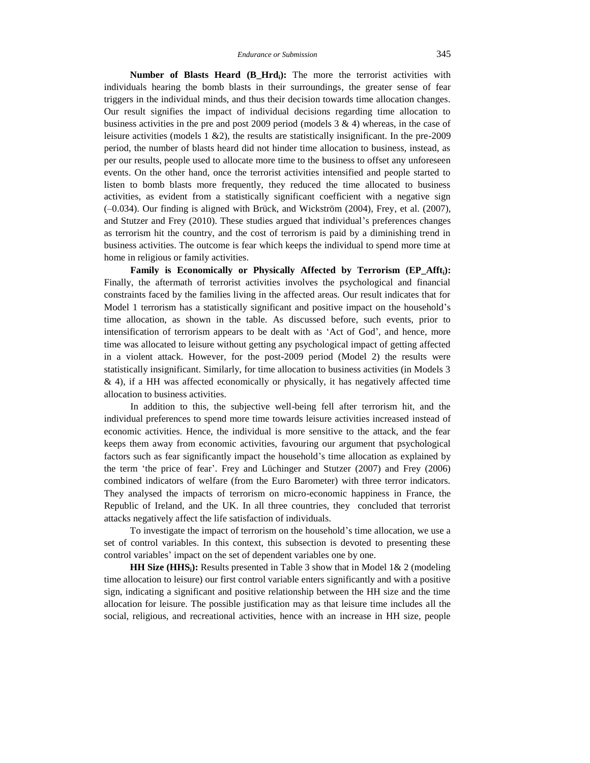**Number of Blasts Heard ($B\_Hrd_i$):** The more the terrorist activities with individuals hearing the bomb blasts in their surroundings, the greater sense of fear triggers in the individual minds, and thus their decision towards time allocation changes. Our result signifies the impact of individual decisions regarding time allocation to business activities in the pre and post 2009 period (models 3 & 4) whereas, in the case of leisure activities (models 1 &2), the results are statistically insignificant. In the pre-2009 period, the number of blasts heard did not hinder time allocation to business, instead, as per our results, people used to allocate more time to the business to offset any unforeseen events. On the other hand, once the terrorist activities intensified and people started to listen to bomb blasts more frequently, they reduced the time allocated to business activities, as evident from a statistically significant coefficient with a negative sign (–0.034). Our finding is aligned with Brück, and Wickström (2004), Frey, et al. (2007), and Stutzer and Frey (2010). These studies argued that individual's preferences changes as terrorism hit the country, and the cost of terrorism is paid by a diminishing trend in business activities. The outcome is fear which keeps the individual to spend more time at home in religious or family activities.

**Family is Economically or Physically Affected by Terrorism ($EP\_Afft_i$):** Finally, the aftermath of terrorist activities involves the psychological and financial constraints faced by the families living in the affected areas. Our result indicates that for Model 1 terrorism has a statistically significant and positive impact on the household's time allocation, as shown in the table. As discussed before, such events, prior to intensification of terrorism appears to be dealt with as 'Act of God', and hence, more time was allocated to leisure without getting any psychological impact of getting affected in a violent attack. However, for the post-2009 period (Model 2) the results were statistically insignificant. Similarly, for time allocation to business activities (in Models 3 & 4), if a HH was affected economically or physically, it has negatively affected time allocation to business activities.

In addition to this, the subjective well-being fell after terrorism hit, and the individual preferences to spend more time towards leisure activities increased instead of economic activities. Hence, the individual is more sensitive to the attack, and the fear keeps them away from economic activities, favouring our argument that psychological factors such as fear significantly impact the household's time allocation as explained by the term 'the price of fear'. Frey and Lüchinger and Stutzer (2007) and Frey (2006) combined indicators of welfare (from the Euro Barometer) with three terror indicators. They analysed the impacts of terrorism on micro-economic happiness in France, the Republic of Ireland, and the UK. In all three countries, they concluded that terrorist attacks negatively affect the life satisfaction of individuals.

To investigate the impact of terrorism on the household's time allocation, we use a set of control variables. In this context, this subsection is devoted to presenting these control variables' impact on the set of dependent variables one by one.

**HH Size ($HHS_i$):** Results presented in Table 3 show that in Model 1& 2 (modeling time allocation to leisure) our first control variable enters significantly and with a positive sign, indicating a significant and positive relationship between the HH size and the time allocation for leisure. The possible justification may as that leisure time includes all the social, religious, and recreational activities, hence with an increase in HH size, people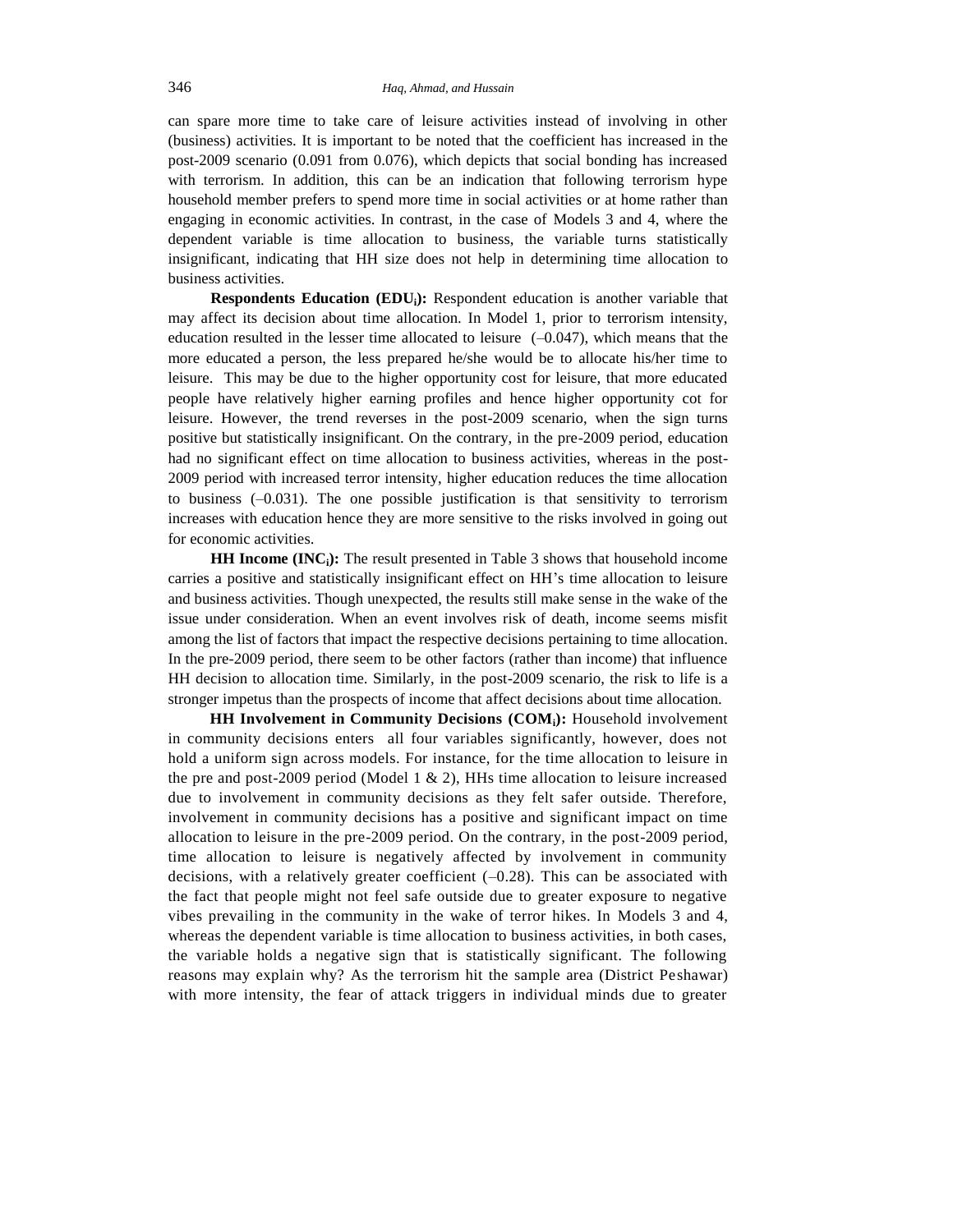can spare more time to take care of leisure activities instead of involving in other (business) activities. It is important to be noted that the coefficient has increased in the post-2009 scenario (0.091 from 0.076), which depicts that social bonding has increased with terrorism. In addition, this can be an indication that following terrorism hype household member prefers to spend more time in social activities or at home rather than engaging in economic activities. In contrast, in the case of Models 3 and 4, where the dependent variable is time allocation to business, the variable turns statistically insignificant, indicating that HH size does not help in determining time allocation to business activities.

**Respondents Education ($EDU_i$):** Respondent education is another variable that may affect its decision about time allocation. In Model 1, prior to terrorism intensity, education resulted in the lesser time allocated to leisure (–0.047), which means that the more educated a person, the less prepared he/she would be to allocate his/her time to leisure. This may be due to the higher opportunity cost for leisure, that more educated people have relatively higher earning profiles and hence higher opportunity cot for leisure. However, the trend reverses in the post-2009 scenario, when the sign turns positive but statistically insignificant. On the contrary, in the pre-2009 period, education had no significant effect on time allocation to business activities, whereas in the post-2009 period with increased terror intensity, higher education reduces the time allocation to business (–0.031). The one possible justification is that sensitivity to terrorism increases with education hence they are more sensitive to the risks involved in going out for economic activities.

**HH Income ($INC_i$):** The result presented in Table 3 shows that household income carries a positive and statistically insignificant effect on HH's time allocation to leisure and business activities. Though unexpected, the results still make sense in the wake of the issue under consideration. When an event involves risk of death, income seems misfit among the list of factors that impact the respective decisions pertaining to time allocation. In the pre-2009 period, there seem to be other factors (rather than income) that influence HH decision to allocation time. Similarly, in the post-2009 scenario, the risk to life is a stronger impetus than the prospects of income that affect decisions about time allocation.

**HH Involvement in Community Decisions ($COM_i$):** Household involvement in community decisions enters all four variables significantly, however, does not hold a uniform sign across models. For instance, for the time allocation to leisure in the pre and post-2009 period (Model 1 & 2), HHs time allocation to leisure increased due to involvement in community decisions as they felt safer outside. Therefore, involvement in community decisions has a positive and significant impact on time allocation to leisure in the pre-2009 period. On the contrary, in the post-2009 period, time allocation to leisure is negatively affected by involvement in community decisions, with a relatively greater coefficient (–0.28). This can be associated with the fact that people might not feel safe outside due to greater exposure to negative vibes prevailing in the community in the wake of terror hikes. In Models 3 and 4, whereas the dependent variable is time allocation to business activities, in both cases, the variable holds a negative sign that is statistically significant. The following reasons may explain why? As the terrorism hit the sample area (District Peshawar) with more intensity, the fear of attack triggers in individual minds due to greater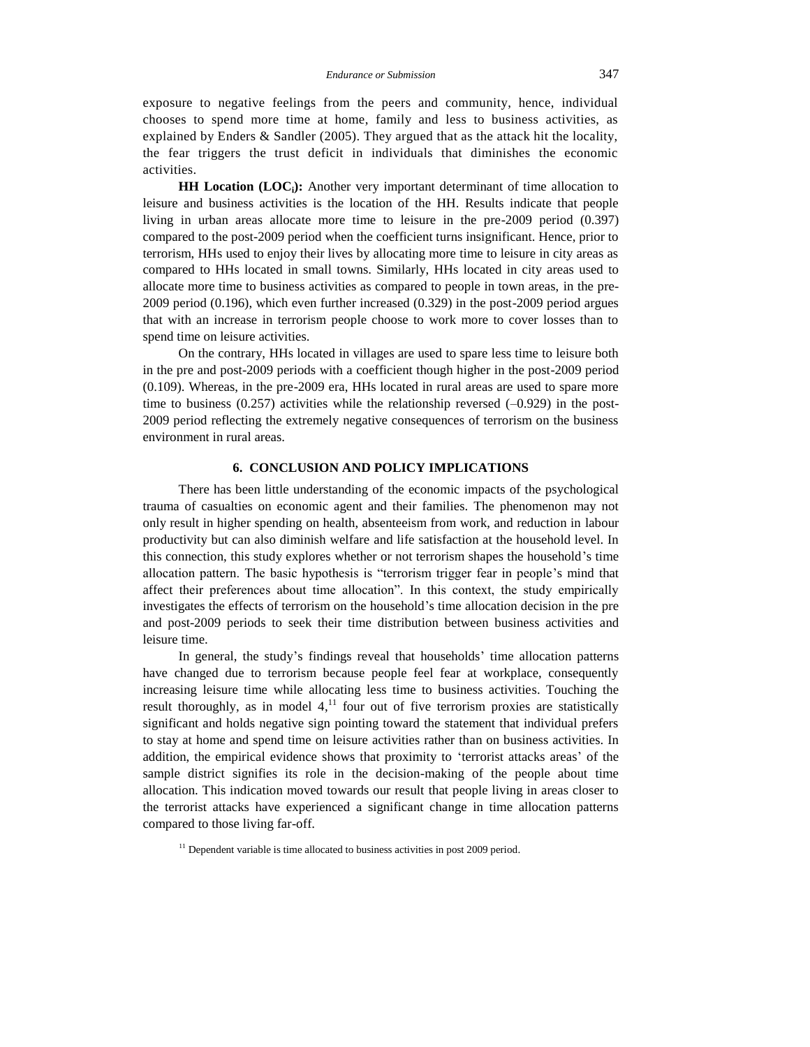exposure to negative feelings from the peers and community, hence, individual chooses to spend more time at home, family and less to business activities, as explained by Enders & Sandler (2005). They argued that as the attack hit the locality, the fear triggers the trust deficit in individuals that diminishes the economic activities.

**HH Location ($LOC_i$):** Another very important determinant of time allocation to leisure and business activities is the location of the HH. Results indicate that people living in urban areas allocate more time to leisure in the pre-2009 period (0.397) compared to the post-2009 period when the coefficient turns insignificant. Hence, prior to terrorism, HHs used to enjoy their lives by allocating more time to leisure in city areas as compared to HHs located in small towns. Similarly, HHs located in city areas used to allocate more time to business activities as compared to people in town areas, in the pre-2009 period (0.196), which even further increased (0.329) in the post-2009 period argues that with an increase in terrorism people choose to work more to cover losses than to spend time on leisure activities.

On the contrary, HHs located in villages are used to spare less time to leisure both in the pre and post-2009 periods with a coefficient though higher in the post-2009 period (0.109). Whereas, in the pre-2009 era, HHs located in rural areas are used to spare more time to business (0.257) activities while the relationship reversed (–0.929) in the post-2009 period reflecting the extremely negative consequences of terrorism on the business environment in rural areas.

## 6. CONCLUSION AND POLICY IMPLICATIONS

There has been little understanding of the economic impacts of the psychological trauma of casualties on economic agent and their families. The phenomenon may not only result in higher spending on health, absenteeism from work, and reduction in labour productivity but can also diminish welfare and life satisfaction at the household level. In this connection, this study explores whether or not terrorism shapes the household's time allocation pattern. The basic hypothesis is "terrorism trigger fear in people's mind that affect their preferences about time allocation". In this context, the study empirically investigates the effects of terrorism on the household's time allocation decision in the pre and post-2009 periods to seek their time distribution between business activities and leisure time.

In general, the study's findings reveal that households' time allocation patterns have changed due to terrorism because people feel fear at workplace, consequently increasing leisure time while allocating less time to business activities. Touching the result thoroughly, as in model 4,[11] four out of five terrorism proxies are statistically significant and holds negative sign pointing toward the statement that individual prefers to stay at home and spend time on leisure activities rather than on business activities. In addition, the empirical evidence shows that proximity to 'terrorist attacks areas' of the sample district signifies its role in the decision-making of the people about time allocation. This indication moved towards our result that people living in areas closer to the terrorist attacks have experienced a significant change in time allocation patterns compared to those living far-off.

[11] Dependent variable is time allocated to business activities in post 2009 period.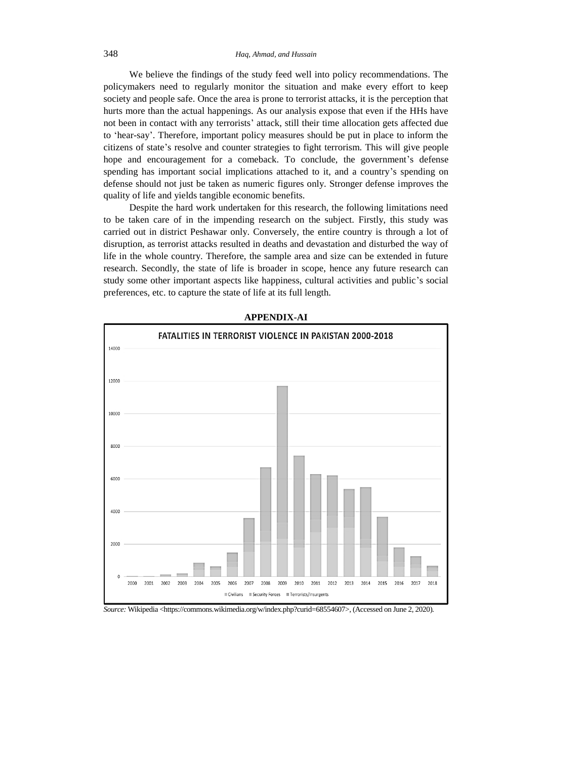We believe the findings of the study feed well into policy recommendations. The policymakers need to regularly monitor the situation and make every effort to keep society and people safe. Once the area is prone to terrorist attacks, it is the perception that hurts more than the actual happenings. As our analysis expose that even if the HHs have not been in contact with any terrorists' attack, still their time allocation gets affected due to 'hear-say'. Therefore, important policy measures should be put in place to inform the citizens of state's resolve and counter strategies to fight terrorism. This will give people hope and encouragement for a comeback. To conclude, the government's defense spending has important social implications attached to it, and a country's spending on defense should not just be taken as numeric figures only. Stronger defense improves the quality of life and yields tangible economic benefits.

Despite the hard work undertaken for this research, the following limitations need to be taken care of in the impending research on the subject. Firstly, this study was carried out in district Peshawar only. Conversely, the entire country is through a lot of disruption, as terrorist attacks resulted in deaths and devastation and disturbed the way of life in the whole country. Therefore, the sample area and size can be extended in future research. Secondly, the state of life is broader in scope, hence any future research can study some other important aspects like happiness, cultural activities and public's social preferences, etc. to capture the state of life at its full length.

## APPENDIX-AI

**FATALITIES IN TERRORIST VIOLENCE IN PAKISTAN 2000-2018**

*Source:* Wikipedia <https://commons.wikimedia.org/w/index.php?curid=68554607>, (Accessed on June 2, 2020).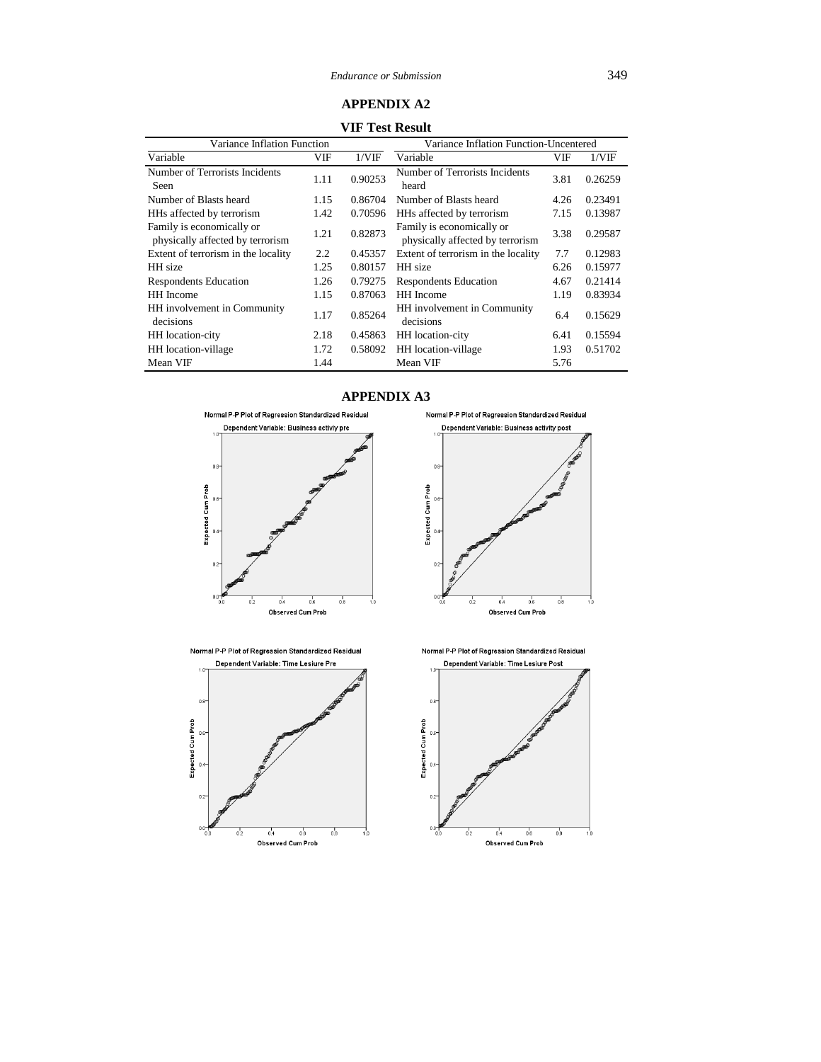## APPENDIX A2

### VIF Test Result

| Variance Inflation Function | | | Variance Inflation Function-Uncentered | | |
|---|---|---|---|---|---|
| Variable | VIF | 1/VIF | Variable | VIF | 1/VIF |
| Number of Terrorists Incidents Seen | 1.11 | 0.90253 | Number of Terrorists Incidents heard | 3.81 | 0.26259 |
| Number of Blasts heard | 1.15 | 0.86704 | Number of Blasts heard | 4.26 | 0.23491 |
| HHs affected by terrorism | 1.42 | 0.70596 | HHs affected by terrorism | 7.15 | 0.13987 |
| Family is economically or physically affected by terrorism | 1.21 | 0.82873 | Family is economically or physically affected by terrorism | 3.38 | 0.29587 |
| Extent of terrorism in the locality | 2.2 | 0.45357 | Extent of terrorism in the locality | 7.7 | 0.12983 |
| HH size | 1.25 | 0.80157 | HH size | 6.26 | 0.15977 |
| Respondents Education | 1.26 | 0.79275 | Respondents Education | 4.67 | 0.21414 |
| HH Income | 1.15 | 0.87063 | HH Income | 1.19 | 0.83934 |
| HH involvement in Community decisions | 1.17 | 0.85264 | HH involvement in Community decisions | 6.4 | 0.15629 |
| HH location-city | 2.18 | 0.45863 | HH location-city | 6.41 | 0.15594 |
| HH location-village | 1.72 | 0.58092 | HH location-village | 1.93 | 0.51702 |
| Mean VIF | 1.44 | | Mean VIF | 5.76 | |

## APPENDIX A3

Normal P-P Plot of Regression Standardized Residual

Dependent Variable: Business activiy pre

Normal P-P Plot of Regression Standardized Residual

Dependent Variable: Business activity post

Normal P-P Plot of Regression Standardized Residual

Dependent Variable: Time Lesiure Pre

Normal P-P Plot of Regression Standardized Residual

Dependent Variable: Time Lesiure Post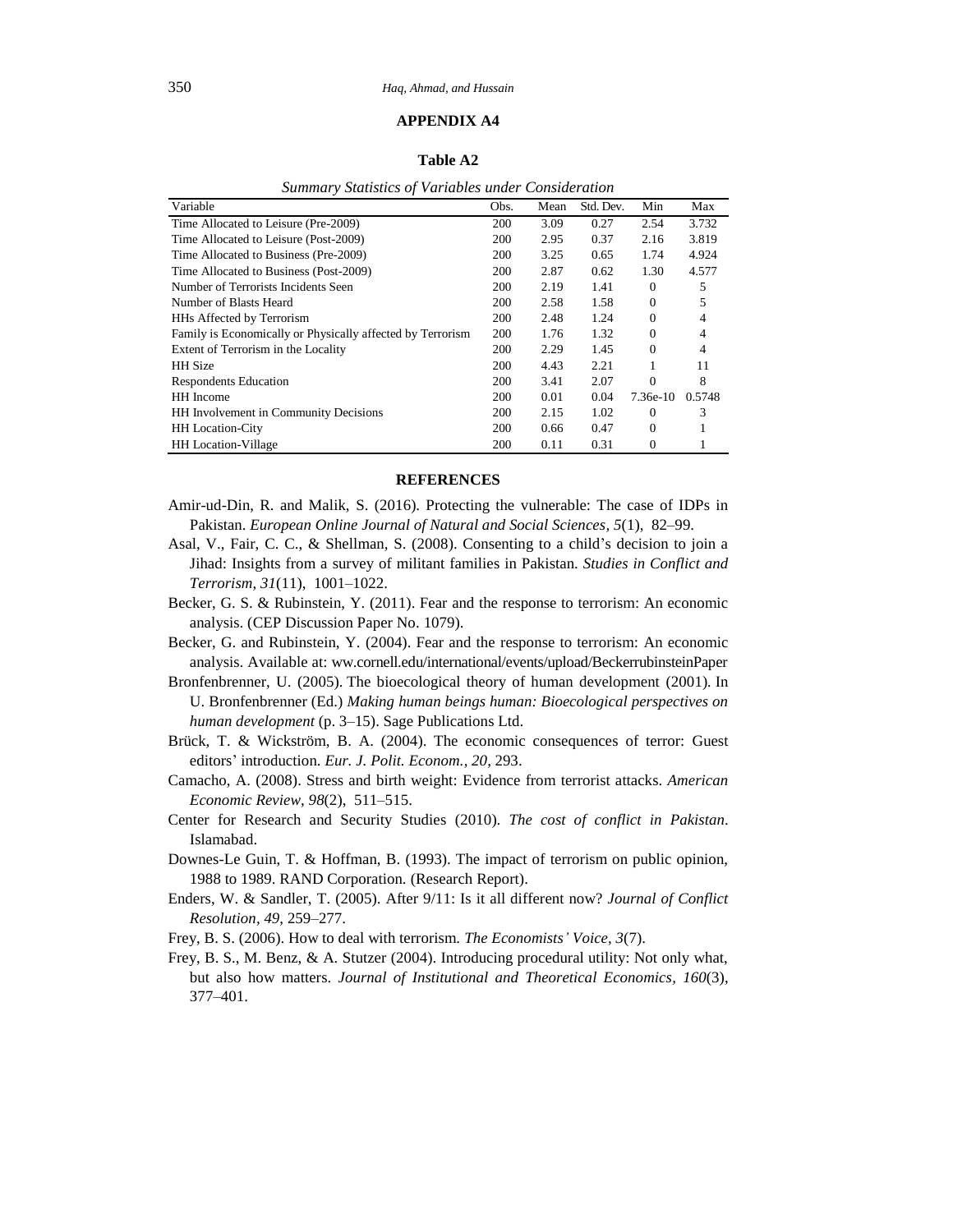## APPENDIX A4

**Table A2**

*Summary Statistics of Variables under Consideration*

| Variable | Obs. | Mean | Std. Dev. | Min | Max |
|---|---|---|---|---|---|
| Time Allocated to Leisure (Pre-2009) | 200 | 3.09 | 0.27 | 2.54 | 3.732 |
| Time Allocated to Leisure (Post-2009) | 200 | 2.95 | 0.37 | 2.16 | 3.819 |
| Time Allocated to Business (Pre-2009) | 200 | 3.25 | 0.65 | 1.74 | 4.924 |
| Time Allocated to Business (Post-2009) | 200 | 2.87 | 0.62 | 1.30 | 4.577 |
| Number of Terrorists Incidents Seen | 200 | 2.19 | 1.41 | 0 | 5 |
| Number of Blasts Heard | 200 | 2.58 | 1.58 | 0 | 5 |
| HHs Affected by Terrorism | 200 | 2.48 | 1.24 | 0 | 4 |
| Family is Economically or Physically affected by Terrorism | 200 | 1.76 | 1.32 | 0 | 4 |
| Extent of Terrorism in the Locality | 200 | 2.29 | 1.45 | 0 | 4 |
| HH Size | 200 | 4.43 | 2.21 | 1 | 11 |
| Respondents Education | 200 | 3.41 | 2.07 | 0 | 8 |
| HH Income | 200 | 0.01 | 0.04 | 7.36e-10 | 0.5748 |
| HH Involvement in Community Decisions | 200 | 2.15 | 1.02 | 0 | 3 |
| HH Location-City | 200 | 0.66 | 0.47 | 0 | 1 |
| HH Location-Village | 200 | 0.11 | 0.31 | 0 | 1 |

## REFERENCES

Amir-ud-Din, R. and Malik, S. (2016). Protecting the vulnerable: The case of IDPs in Pakistan. *European Online Journal of Natural and Social Sciences, 5*(1), 82–99.

Asal, V., Fair, C. C., & Shellman, S. (2008). Consenting to a child's decision to join a Jihad: Insights from a survey of militant families in Pakistan. *Studies in Conflict and Terrorism, 31*(11), 1001–1022.

Becker, G. S. & Rubinstein, Y. (2011). Fear and the response to terrorism: An economic analysis. (CEP Discussion Paper No. 1079).

Becker, G. and Rubinstein, Y. (2004). Fear and the response to terrorism: An economic analysis. Available at: ww.cornell.edu/international/events/upload/BeckerrubinsteinPaper

Bronfenbrenner, U. (2005). The bioecological theory of human development (2001). In U. Bronfenbrenner (Ed.) *Making human beings human: Bioecological perspectives on human development* (p. 3–15). Sage Publications Ltd.

Brück, T. & Wickström, B. A. (2004). The economic consequences of terror: Guest editors' introduction. *Eur. J. Polit. Econom., 20*, 293.

Camacho, A. (2008). Stress and birth weight: Evidence from terrorist attacks. *American Economic Review, 98*(2), 511–515.

Center for Research and Security Studies (2010). *The cost of conflict in Pakistan*. Islamabad.

Downes-Le Guin, T. & Hoffman, B. (1993). The impact of terrorism on public opinion, 1988 to 1989. RAND Corporation. (Research Report).

Enders, W. & Sandler, T. (2005). After 9/11: Is it all different now? *Journal of Conflict Resolution, 49*, 259–277.

Frey, B. S. (2006). How to deal with terrorism. *The Economists' Voice, 3*(7).

Frey, B. S., M. Benz, & A. Stutzer (2004). Introducing procedural utility: Not only what, but also how matters. *Journal of Institutional and Theoretical Economics, 160*(3), 377–401.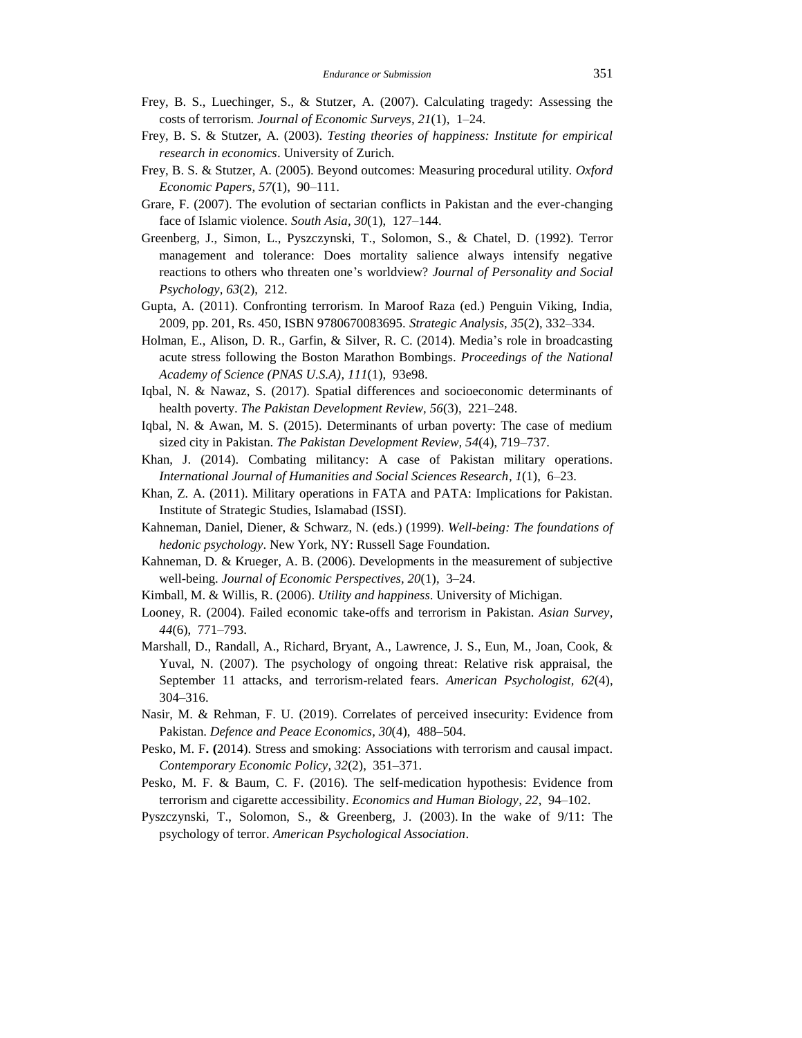Frey, B. S., Luechinger, S., & Stutzer, A. (2007). Calculating tragedy: Assessing the costs of terrorism. *Journal of Economic Surveys, 21*(1), 1–24.

Frey, B. S. & Stutzer, A. (2003). *Testing theories of happiness: Institute for empirical research in economics*. University of Zurich.

Frey, B. S. & Stutzer, A. (2005). Beyond outcomes: Measuring procedural utility. *Oxford Economic Papers, 57*(1), 90–111.

Grare, F. (2007). The evolution of sectarian conflicts in Pakistan and the ever-changing face of Islamic violence. *South Asia, 30*(1), 127–144.

Greenberg, J., Simon, L., Pyszczynski, T., Solomon, S., & Chatel, D. (1992). Terror management and tolerance: Does mortality salience always intensify negative reactions to others who threaten one's worldview? *Journal of Personality and Social Psychology, 63*(2), 212.

Gupta, A. (2011). Confronting terrorism. In Maroof Raza (ed.) Penguin Viking, India, 2009, pp. 201, Rs. 450, ISBN 9780670083695. *Strategic Analysis, 35*(2), 332–334.

Holman, E., Alison, D. R., Garfin, & Silver, R. C. (2014). Media's role in broadcasting acute stress following the Boston Marathon Bombings. *Proceedings of the National Academy of Science (PNAS U.S.A), 111*(1), 93e98.

Iqbal, N. & Nawaz, S. (2017). Spatial differences and socioeconomic determinants of health poverty. *The Pakistan Development Review, 56*(3), 221–248.

Iqbal, N. & Awan, M. S. (2015). Determinants of urban poverty: The case of medium sized city in Pakistan. *The Pakistan Development Review, 54*(4), 719–737.

Khan, J. (2014). Combating militancy: A case of Pakistan military operations. *International Journal of Humanities and Social Sciences Research, 1*(1), 6–23.

Khan, Z. A. (2011). Military operations in FATA and PATA: Implications for Pakistan. Institute of Strategic Studies, Islamabad (ISSI).

Kahneman, Daniel, Diener, & Schwarz, N. (eds.) (1999). *Well-being: The foundations of hedonic psychology*. New York, NY: Russell Sage Foundation.

Kahneman, D. & Krueger, A. B. (2006). Developments in the measurement of subjective well-being. *Journal of Economic Perspectives, 20*(1), 3–24.

Kimball, M. & Willis, R. (2006). *Utility and happiness*. University of Michigan.

Looney, R. (2004). Failed economic take-offs and terrorism in Pakistan. *Asian Survey, 44*(6), 771–793.

Marshall, D., Randall, A., Richard, Bryant, A., Lawrence, J. S., Eun, M., Joan, Cook, & Yuval, N. (2007). The psychology of ongoing threat: Relative risk appraisal, the September 11 attacks, and terrorism-related fears. *American Psychologist, 62*(4), 304–316.

Nasir, M. & Rehman, F. U. (2019). Correlates of perceived insecurity: Evidence from Pakistan. *Defence and Peace Economics, 30*(4), 488–504.

Pesko, M. F. (2014). Stress and smoking: Associations with terrorism and causal impact. *Contemporary Economic Policy, 32*(2), 351–371.

Pesko, M. F. & Baum, C. F. (2016). The self-medication hypothesis: Evidence from terrorism and cigarette accessibility. *Economics and Human Biology, 22*, 94–102.

Pyszczynski, T., Solomon, S., & Greenberg, J. (2003). In the wake of 9/11: The psychology of terror. *American Psychological Association*.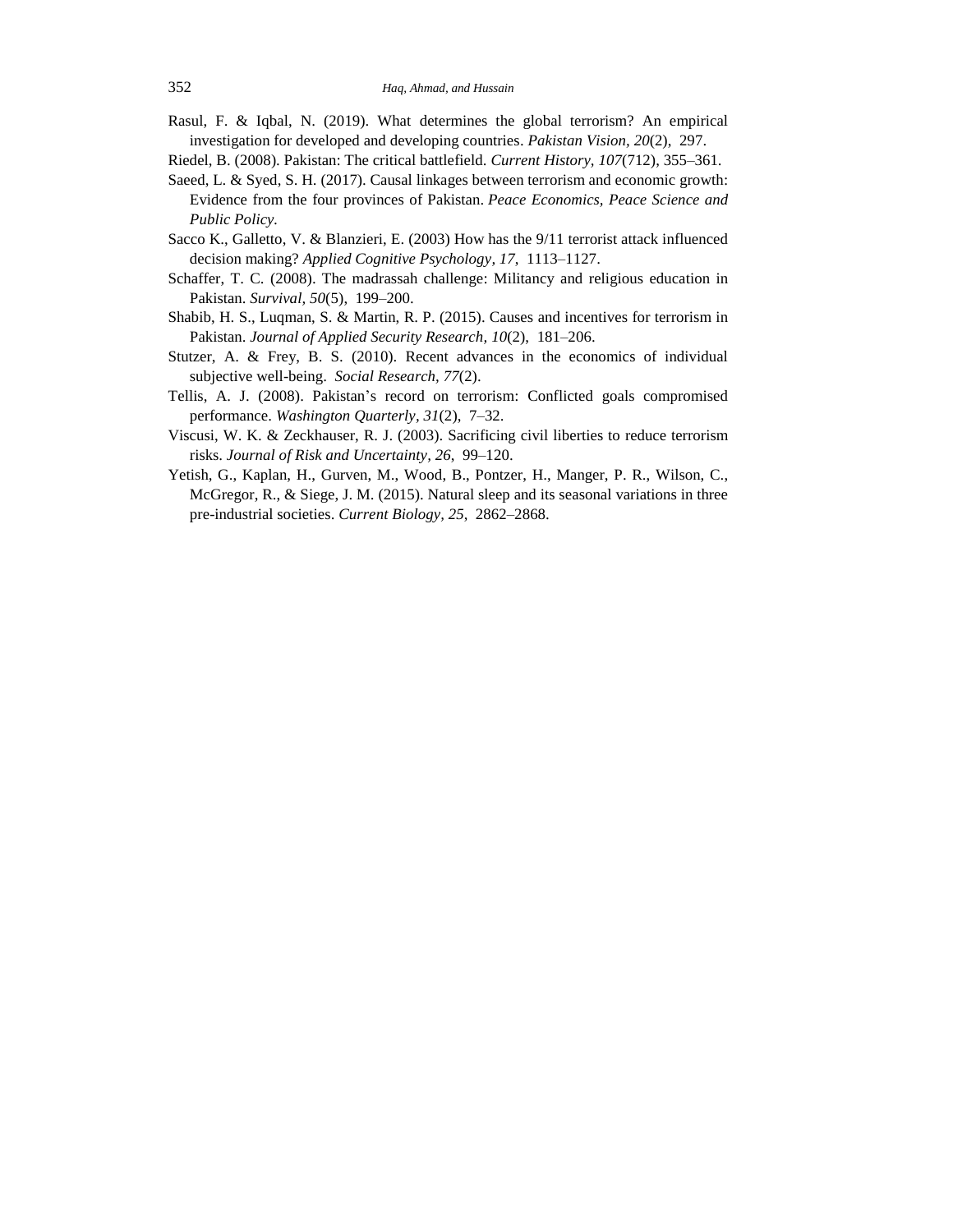Rasul, F. & Iqbal, N. (2019). What determines the global terrorism? An empirical investigation for developed and developing countries. *Pakistan Vision*, *20*(2), 297.

Riedel, B. (2008). Pakistan: The critical battlefield. *Current History, 107*(712), 355–361.

Saeed, L. & Syed, S. H. (2017). Causal linkages between terrorism and economic growth: Evidence from the four provinces of Pakistan. *Peace Economics, Peace Science and Public Policy.*

Sacco K., Galletto, V. & Blanzieri, E. (2003) How has the 9/11 terrorist attack influenced decision making? *Applied Cognitive Psychology, 17,* 1113–1127.

Schaffer, T. C. (2008). The madrassah challenge: Militancy and religious education in Pakistan. *Survival, 50*(5), 199–200.

Shabib, H. S., Luqman, S. & Martin, R. P. (2015). Causes and incentives for terrorism in Pakistan. *Journal of Applied Security Research, 10*(2), 181–206.

Stutzer, A. & Frey, B. S. (2010). Recent advances in the economics of individual subjective well-being. *Social Research, 77*(2).

Tellis, A. J. (2008). Pakistan's record on terrorism: Conflicted goals compromised performance. *Washington Quarterly, 31*(2), 7–32.

Viscusi, W. K. & Zeckhauser, R. J. (2003). Sacrificing civil liberties to reduce terrorism risks. *Journal of Risk and Uncertainty, 26*, 99–120.

Yetish, G., Kaplan, H., Gurven, M., Wood, B., Pontzer, H., Manger, P. R., Wilson, C., McGregor, R., & Siege, J. M. (2015). Natural sleep and its seasonal variations in three pre-industrial societies. *Current Biology, 25,* 2862–2868.